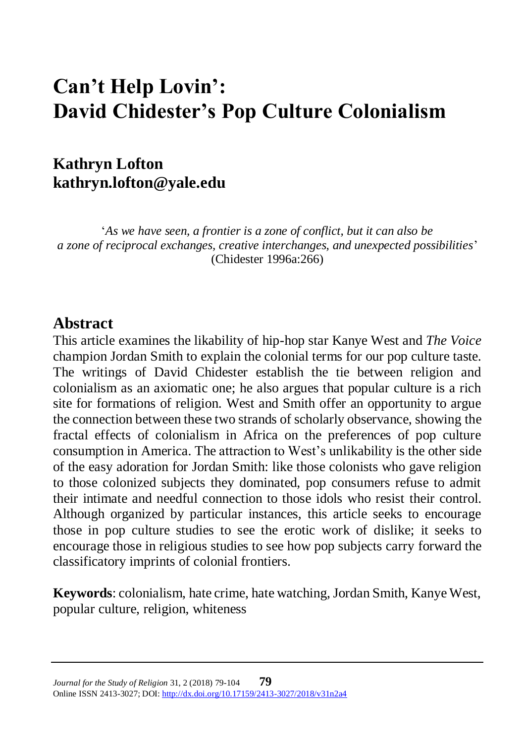# Can't Help Lovin':
# David Chidester's Pop Culture Colonialism

**Kathryn Lofton**
**kathryn.lofton@yale.edu**

'*As we have seen, a frontier is a zone of conflict, but it can also be a zone of reciprocal exchanges, creative interchanges, and unexpected possibilities*' (Chidester 1996a:266)

## Abstract

This article examines the likability of hip-hop star Kanye West and *The Voice* champion Jordan Smith to explain the colonial terms for our pop culture taste. The writings of David Chidester establish the tie between religion and colonialism as an axiomatic one; he also argues that popular culture is a rich site for formations of religion. West and Smith offer an opportunity to argue the connection between these two strands of scholarly observance, showing the fractal effects of colonialism in Africa on the preferences of pop culture consumption in America. The attraction to West's unlikability is the other side of the easy adoration for Jordan Smith: like those colonists who gave religion to those colonized subjects they dominated, pop consumers refuse to admit their intimate and needful connection to those idols who resist their control. Although organized by particular instances, this article seeks to encourage those in pop culture studies to see the erotic work of dislike; it seeks to encourage those in religious studies to see how pop subjects carry forward the classificatory imprints of colonial frontiers.

**Keywords**: colonialism, hate crime, hate watching, Jordan Smith, Kanye West, popular culture, religion, whiteness

*Journal for the Study of Religion* 31, 2 (2018) 79-104
Online ISSN 2413-3027; DOI: http://dx.doi.org/10.17159/2413-3027/2018/v31n2a4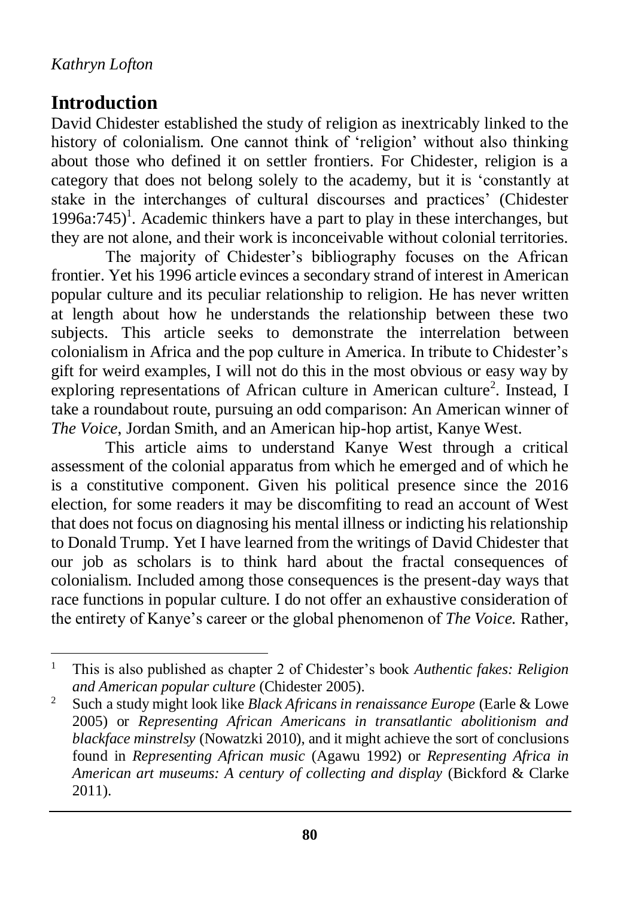## Introduction

David Chidester established the study of religion as inextricably linked to the history of colonialism. One cannot think of 'religion' without also thinking about those who defined it on settler frontiers. For Chidester, religion is a category that does not belong solely to the academy, but it is 'constantly at stake in the interchanges of cultural discourses and practices' (Chidester 1996a:745)[1]. Academic thinkers have a part to play in these interchanges, but they are not alone, and their work is inconceivable without colonial territories.

The majority of Chidester's bibliography focuses on the African frontier. Yet his 1996 article evinces a secondary strand of interest in American popular culture and its peculiar relationship to religion. He has never written at length about how he understands the relationship between these two subjects. This article seeks to demonstrate the interrelation between colonialism in Africa and the pop culture in America. In tribute to Chidester's gift for weird examples, I will not do this in the most obvious or easy way by exploring representations of African culture in American culture[2]. Instead, I take a roundabout route, pursuing an odd comparison: An American winner of *The Voice*, Jordan Smith, and an American hip-hop artist, Kanye West.

This article aims to understand Kanye West through a critical assessment of the colonial apparatus from which he emerged and of which he is a constitutive component. Given his political presence since the 2016 election, for some readers it may be discomfiting to read an account of West that does not focus on diagnosing his mental illness or indicting his relationship to Donald Trump. Yet I have learned from the writings of David Chidester that our job as scholars is to think hard about the fractal consequences of colonialism. Included among those consequences is the present-day ways that race functions in popular culture. I do not offer an exhaustive consideration of the entirety of Kanye's career or the global phenomenon of *The Voice*. Rather,

---

[1] This is also published as chapter 2 of Chidester's book *Authentic fakes: Religion and American popular culture* (Chidester 2005).

[2] Such a study might look like *Black Africans in renaissance Europe* (Earle & Lowe 2005) or *Representing African Americans in transatlantic abolitionism and blackface minstrelsy* (Nowatzki 2010), and it might achieve the sort of conclusions found in *Representing African music* (Agawu 1992) or *Representing Africa in American art museums: A century of collecting and display* (Bickford & Clarke 2011).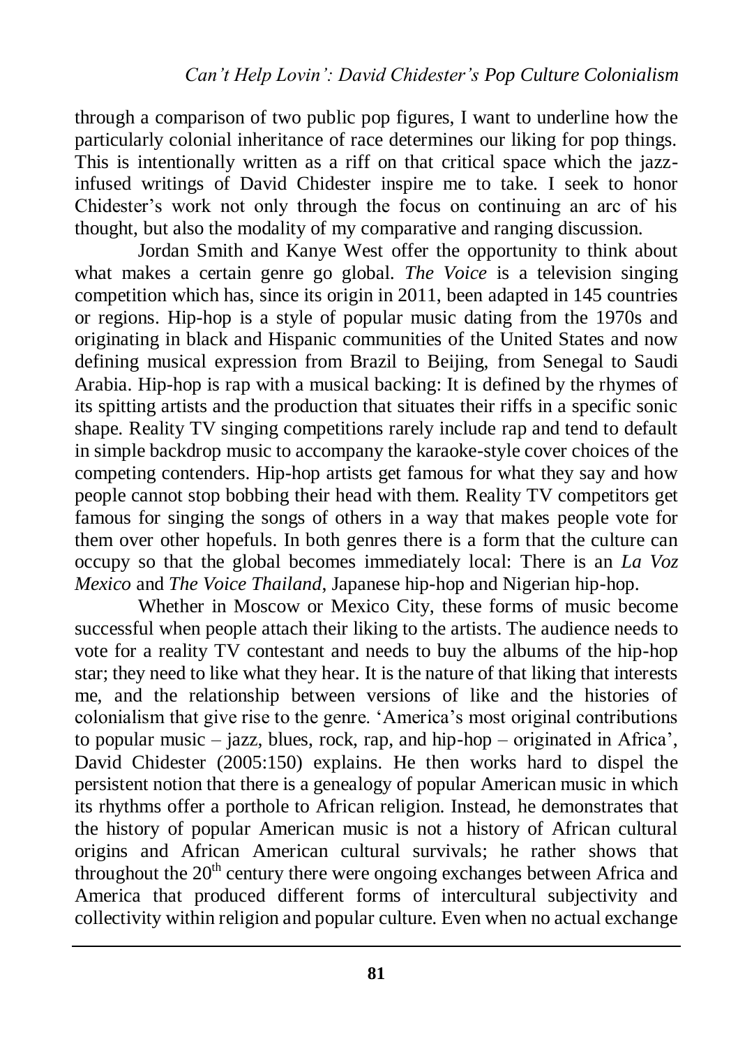through a comparison of two public pop figures, I want to underline how the particularly colonial inheritance of race determines our liking for pop things. This is intentionally written as a riff on that critical space which the jazz-infused writings of David Chidester inspire me to take. I seek to honor Chidester's work not only through the focus on continuing an arc of his thought, but also the modality of my comparative and ranging discussion.

Jordan Smith and Kanye West offer the opportunity to think about what makes a certain genre go global. *The Voice* is a television singing competition which has, since its origin in 2011, been adapted in 145 countries or regions. Hip-hop is a style of popular music dating from the 1970s and originating in black and Hispanic communities of the United States and now defining musical expression from Brazil to Beijing, from Senegal to Saudi Arabia. Hip-hop is rap with a musical backing: It is defined by the rhymes of its spitting artists and the production that situates their riffs in a specific sonic shape. Reality TV singing competitions rarely include rap and tend to default in simple backdrop music to accompany the karaoke-style cover choices of the competing contenders. Hip-hop artists get famous for what they say and how people cannot stop bobbing their head with them. Reality TV competitors get famous for singing the songs of others in a way that makes people vote for them over other hopefuls. In both genres there is a form that the culture can occupy so that the global becomes immediately local: There is an *La Voz Mexico* and *The Voice Thailand*, Japanese hip-hop and Nigerian hip-hop.

Whether in Moscow or Mexico City, these forms of music become successful when people attach their liking to the artists. The audience needs to vote for a reality TV contestant and needs to buy the albums of the hip-hop star; they need to like what they hear. It is the nature of that liking that interests me, and the relationship between versions of like and the histories of colonialism that give rise to the genre. 'America's most original contributions to popular music – jazz, blues, rock, rap, and hip-hop – originated in Africa', David Chidester (2005:150) explains. He then works hard to dispel the persistent notion that there is a genealogy of popular American music in which its rhythms offer a porthole to African religion. Instead, he demonstrates that the history of popular American music is not a history of African cultural origins and African American cultural survivals; he rather shows that throughout the 20th century there were ongoing exchanges between Africa and America that produced different forms of intercultural subjectivity and collectivity within religion and popular culture. Even when no actual exchange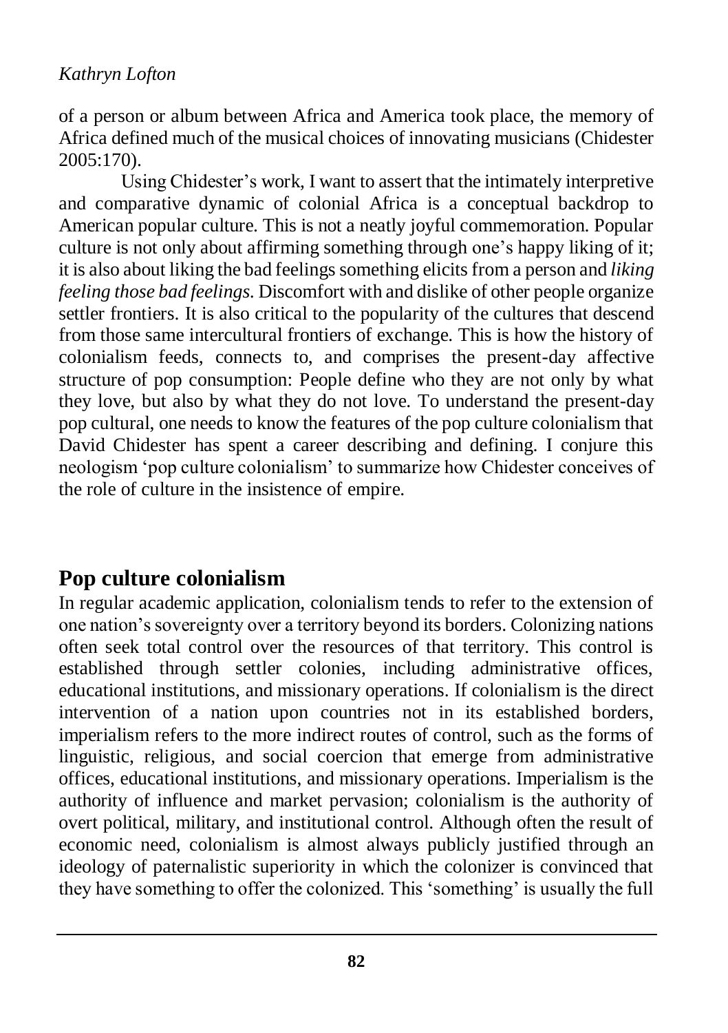of a person or album between Africa and America took place, the memory of Africa defined much of the musical choices of innovating musicians (Chidester 2005:170).

Using Chidester's work, I want to assert that the intimately interpretive and comparative dynamic of colonial Africa is a conceptual backdrop to American popular culture. This is not a neatly joyful commemoration. Popular culture is not only about affirming something through one's happy liking of it; it is also about liking the bad feelings something elicits from a person and *liking feeling those bad feelings*. Discomfort with and dislike of other people organize settler frontiers. It is also critical to the popularity of the cultures that descend from those same intercultural frontiers of exchange. This is how the history of colonialism feeds, connects to, and comprises the present-day affective structure of pop consumption: People define who they are not only by what they love, but also by what they do not love. To understand the present-day pop cultural, one needs to know the features of the pop culture colonialism that David Chidester has spent a career describing and defining. I conjure this neologism 'pop culture colonialism' to summarize how Chidester conceives of the role of culture in the insistence of empire.

## Pop culture colonialism

In regular academic application, colonialism tends to refer to the extension of one nation's sovereignty over a territory beyond its borders. Colonizing nations often seek total control over the resources of that territory. This control is established through settler colonies, including administrative offices, educational institutions, and missionary operations. If colonialism is the direct intervention of a nation upon countries not in its established borders, imperialism refers to the more indirect routes of control, such as the forms of linguistic, religious, and social coercion that emerge from administrative offices, educational institutions, and missionary operations. Imperialism is the authority of influence and market pervasion; colonialism is the authority of overt political, military, and institutional control. Although often the result of economic need, colonialism is almost always publicly justified through an ideology of paternalistic superiority in which the colonizer is convinced that they have something to offer the colonized. This 'something' is usually the full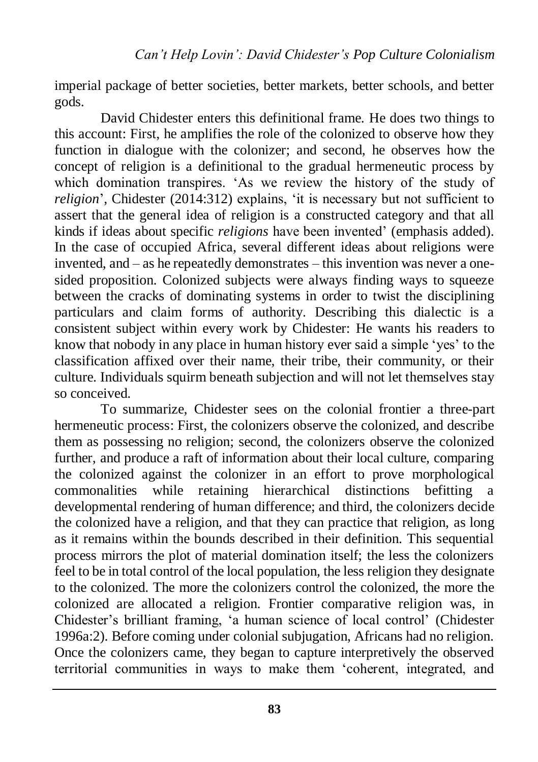imperial package of better societies, better markets, better schools, and better gods.

David Chidester enters this definitional frame. He does two things to this account: First, he amplifies the role of the colonized to observe how they function in dialogue with the colonizer; and second, he observes how the concept of religion is a definitional to the gradual hermeneutic process by which domination transpires. 'As we review the history of the study of *religion*', Chidester (2014:312) explains, 'it is necessary but not sufficient to assert that the general idea of religion is a constructed category and that all kinds if ideas about specific *religions* have been invented' (emphasis added). In the case of occupied Africa, several different ideas about religions were invented, and – as he repeatedly demonstrates – this invention was never a one-sided proposition. Colonized subjects were always finding ways to squeeze between the cracks of dominating systems in order to twist the disciplining particulars and claim forms of authority. Describing this dialectic is a consistent subject within every work by Chidester: He wants his readers to know that nobody in any place in human history ever said a simple 'yes' to the classification affixed over their name, their tribe, their community, or their culture. Individuals squirm beneath subjection and will not let themselves stay so conceived.

To summarize, Chidester sees on the colonial frontier a three-part hermeneutic process: First, the colonizers observe the colonized, and describe them as possessing no religion; second, the colonizers observe the colonized further, and produce a raft of information about their local culture, comparing the colonized against the colonizer in an effort to prove morphological commonalities while retaining hierarchical distinctions befitting a developmental rendering of human difference; and third, the colonizers decide the colonized have a religion, and that they can practice that religion, as long as it remains within the bounds described in their definition. This sequential process mirrors the plot of material domination itself; the less the colonizers feel to be in total control of the local population, the less religion they designate to the colonized. The more the colonizers control the colonized, the more the colonized are allocated a religion. Frontier comparative religion was, in Chidester's brilliant framing, 'a human science of local control' (Chidester 1996a:2). Before coming under colonial subjugation, Africans had no religion. Once the colonizers came, they began to capture interpretively the observed territorial communities in ways to make them 'coherent, integrated, and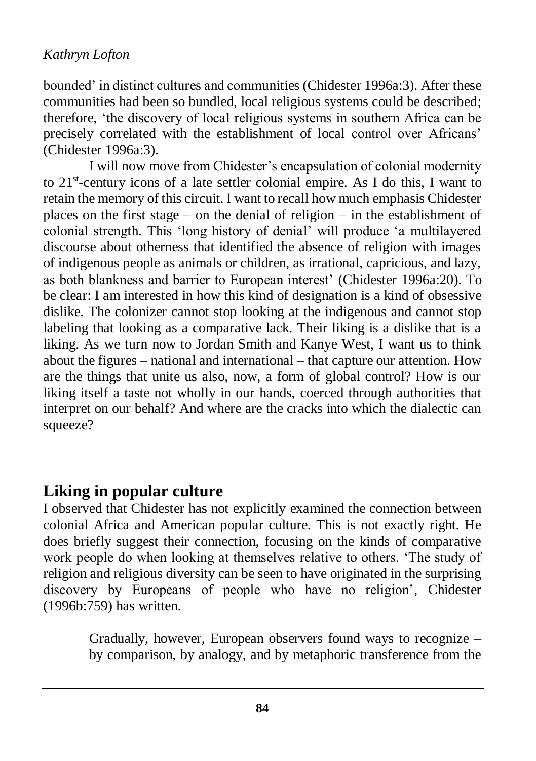bounded' in distinct cultures and communities (Chidester 1996a:3). After these communities had been so bundled, local religious systems could be described; therefore, 'the discovery of local religious systems in southern Africa can be precisely correlated with the establishment of local control over Africans' (Chidester 1996a:3).

I will now move from Chidester's encapsulation of colonial modernity to 21st-century icons of a late settler colonial empire. As I do this, I want to retain the memory of this circuit. I want to recall how much emphasis Chidester places on the first stage – on the denial of religion – in the establishment of colonial strength. This 'long history of denial' will produce 'a multilayered discourse about otherness that identified the absence of religion with images of indigenous people as animals or children, as irrational, capricious, and lazy, as both blankness and barrier to European interest' (Chidester 1996a:20). To be clear: I am interested in how this kind of designation is a kind of obsessive dislike. The colonizer cannot stop looking at the indigenous and cannot stop labeling that looking as a comparative lack. Their liking is a dislike that is a liking. As we turn now to Jordan Smith and Kanye West, I want us to think about the figures – national and international – that capture our attention. How are the things that unite us also, now, a form of global control? How is our liking itself a taste not wholly in our hands, coerced through authorities that interpret on our behalf? And where are the cracks into which the dialectic can squeeze?

## Liking in popular culture

I observed that Chidester has not explicitly examined the connection between colonial Africa and American popular culture. This is not exactly right. He does briefly suggest their connection, focusing on the kinds of comparative work people do when looking at themselves relative to others. 'The study of religion and religious diversity can be seen to have originated in the surprising discovery by Europeans of people who have no religion', Chidester (1996b:759) has written.

> Gradually, however, European observers found ways to recognize – by comparison, by analogy, and by metaphoric transference from the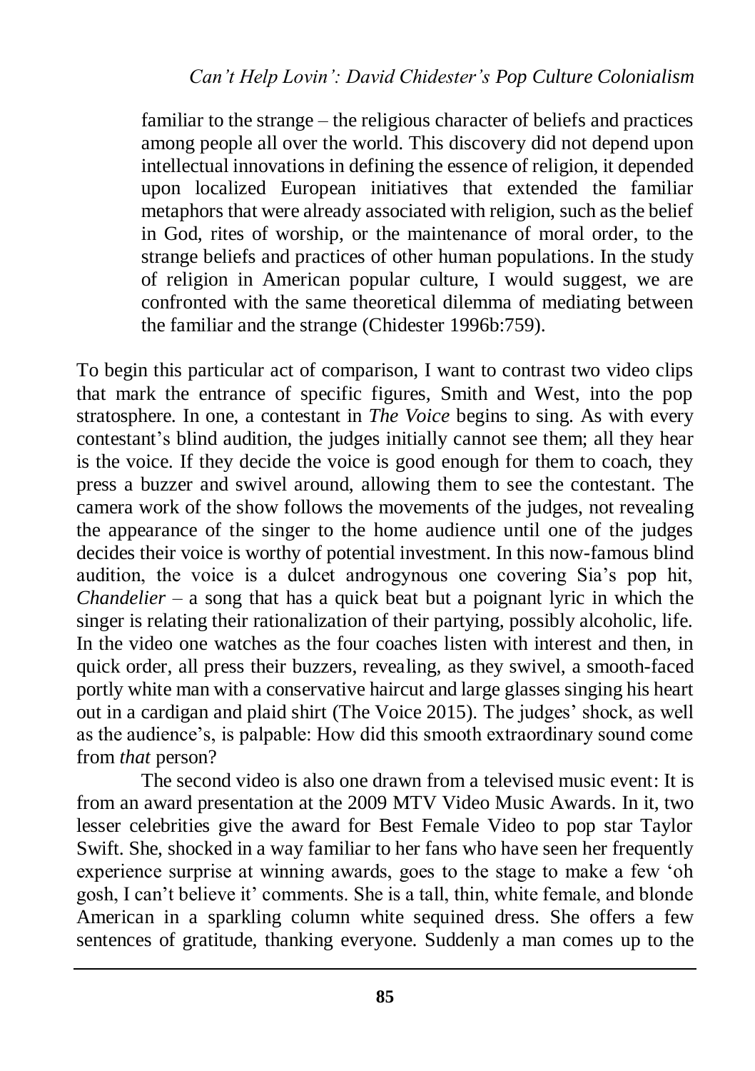> familiar to the strange – the religious character of beliefs and practices among people all over the world. This discovery did not depend upon intellectual innovations in defining the essence of religion, it depended upon localized European initiatives that extended the familiar metaphors that were already associated with religion, such as the belief in God, rites of worship, or the maintenance of moral order, to the strange beliefs and practices of other human populations. In the study of religion in American popular culture, I would suggest, we are confronted with the same theoretical dilemma of mediating between the familiar and the strange (Chidester 1996b:759).

To begin this particular act of comparison, I want to contrast two video clips that mark the entrance of specific figures, Smith and West, into the pop stratosphere. In one, a contestant in *The Voice* begins to sing. As with every contestant's blind audition, the judges initially cannot see them; all they hear is the voice. If they decide the voice is good enough for them to coach, they press a buzzer and swivel around, allowing them to see the contestant. The camera work of the show follows the movements of the judges, not revealing the appearance of the singer to the home audience until one of the judges decides their voice is worthy of potential investment. In this now-famous blind audition, the voice is a dulcet androgynous one covering Sia's pop hit, *Chandelier* – a song that has a quick beat but a poignant lyric in which the singer is relating their rationalization of their partying, possibly alcoholic, life. In the video one watches as the four coaches listen with interest and then, in quick order, all press their buzzers, revealing, as they swivel, a smooth-faced portly white man with a conservative haircut and large glasses singing his heart out in a cardigan and plaid shirt (The Voice 2015). The judges' shock, as well as the audience's, is palpable: How did this smooth extraordinary sound come from *that* person?

The second video is also one drawn from a televised music event: It is from an award presentation at the 2009 MTV Video Music Awards. In it, two lesser celebrities give the award for Best Female Video to pop star Taylor Swift. She, shocked in a way familiar to her fans who have seen her frequently experience surprise at winning awards, goes to the stage to make a few 'oh gosh, I can't believe it' comments. She is a tall, thin, white female, and blonde American in a sparkling column white sequined dress. She offers a few sentences of gratitude, thanking everyone. Suddenly a man comes up to the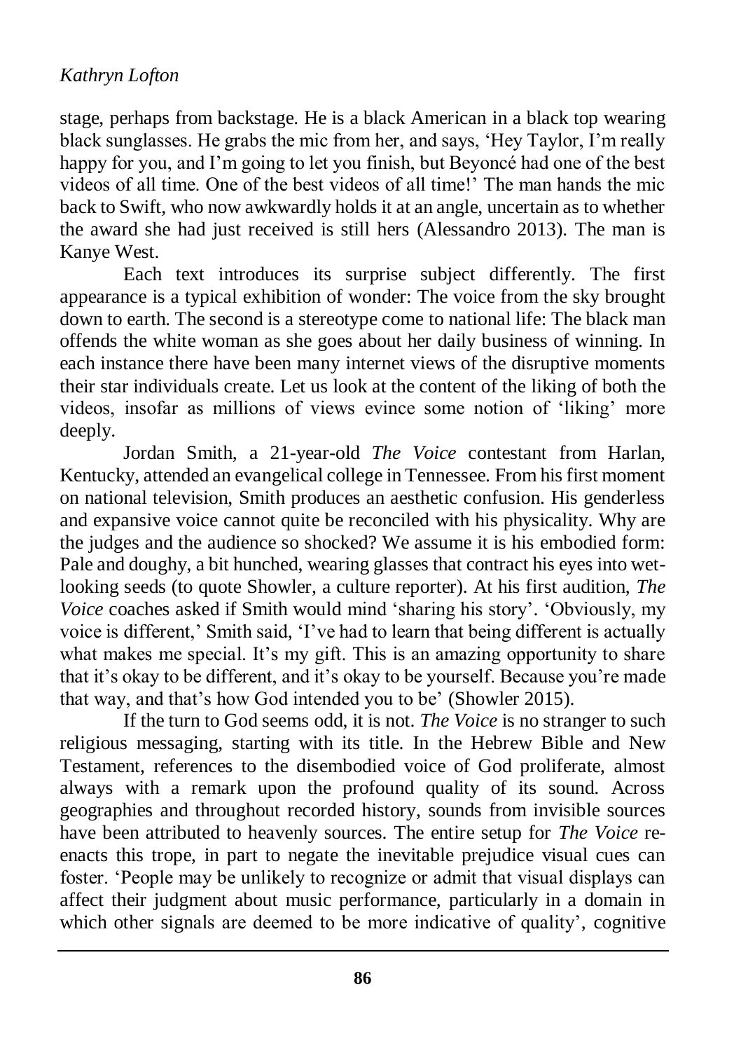stage, perhaps from backstage. He is a black American in a black top wearing black sunglasses. He grabs the mic from her, and says, 'Hey Taylor, I'm really happy for you, and I'm going to let you finish, but Beyoncé had one of the best videos of all time. One of the best videos of all time!' The man hands the mic back to Swift, who now awkwardly holds it at an angle, uncertain as to whether the award she had just received is still hers (Alessandro 2013). The man is Kanye West.

Each text introduces its surprise subject differently. The first appearance is a typical exhibition of wonder: The voice from the sky brought down to earth. The second is a stereotype come to national life: The black man offends the white woman as she goes about her daily business of winning. In each instance there have been many internet views of the disruptive moments their star individuals create. Let us look at the content of the liking of both the videos, insofar as millions of views evince some notion of 'liking' more deeply.

Jordan Smith, a 21-year-old *The Voice* contestant from Harlan, Kentucky, attended an evangelical college in Tennessee. From his first moment on national television, Smith produces an aesthetic confusion. His genderless and expansive voice cannot quite be reconciled with his physicality. Why are the judges and the audience so shocked? We assume it is his embodied form: Pale and doughy, a bit hunched, wearing glasses that contract his eyes into wet-looking seeds (to quote Showler, a culture reporter). At his first audition, *The Voice* coaches asked if Smith would mind 'sharing his story'. 'Obviously, my voice is different,' Smith said, 'I've had to learn that being different is actually what makes me special. It's my gift. This is an amazing opportunity to share that it's okay to be different, and it's okay to be yourself. Because you're made that way, and that's how God intended you to be' (Showler 2015).

If the turn to God seems odd, it is not. *The Voice* is no stranger to such religious messaging, starting with its title. In the Hebrew Bible and New Testament, references to the disembodied voice of God proliferate, almost always with a remark upon the profound quality of its sound. Across geographies and throughout recorded history, sounds from invisible sources have been attributed to heavenly sources. The entire setup for *The Voice* re-enacts this trope, in part to negate the inevitable prejudice visual cues can foster. 'People may be unlikely to recognize or admit that visual displays can affect their judgment about music performance, particularly in a domain in which other signals are deemed to be more indicative of quality', cognitive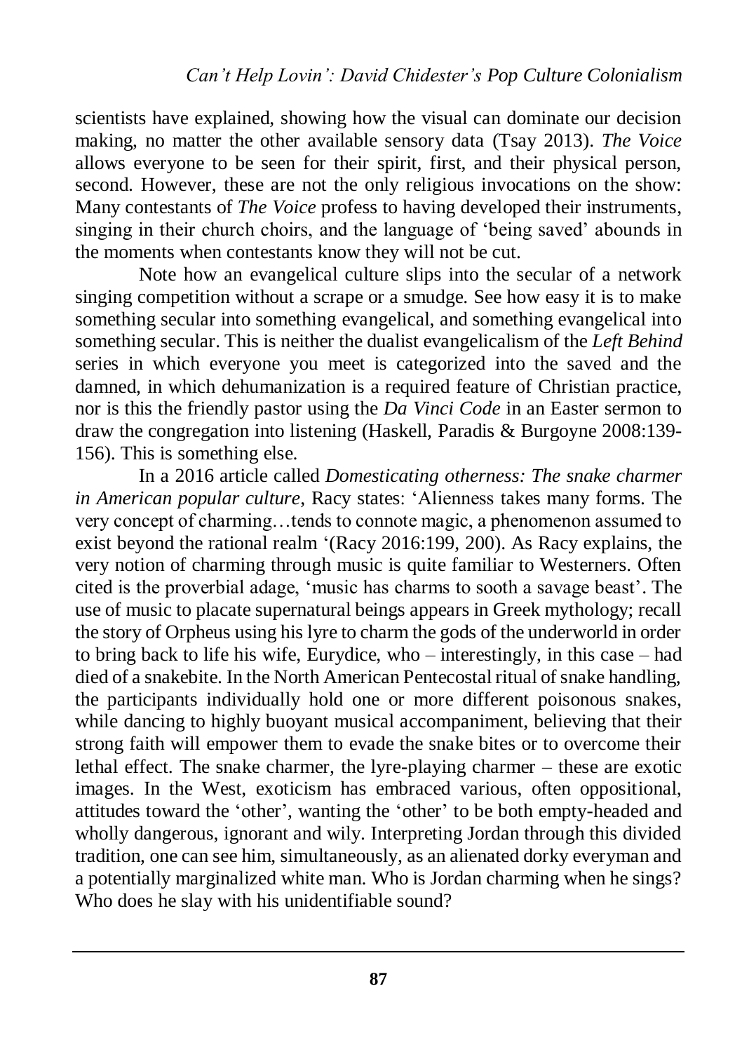scientists have explained, showing how the visual can dominate our decision making, no matter the other available sensory data (Tsay 2013). *The Voice* allows everyone to be seen for their spirit, first, and their physical person, second. However, these are not the only religious invocations on the show: Many contestants of *The Voice* profess to having developed their instruments, singing in their church choirs, and the language of 'being saved' abounds in the moments when contestants know they will not be cut.

Note how an evangelical culture slips into the secular of a network singing competition without a scrape or a smudge. See how easy it is to make something secular into something evangelical, and something evangelical into something secular. This is neither the dualist evangelicalism of the *Left Behind* series in which everyone you meet is categorized into the saved and the damned, in which dehumanization is a required feature of Christian practice, nor is this the friendly pastor using the *Da Vinci Code* in an Easter sermon to draw the congregation into listening (Haskell, Paradis & Burgoyne 2008:139-156). This is something else.

In a 2016 article called *Domesticating otherness: The snake charmer in American popular culture,* Racy states: 'Alienness takes many forms. The very concept of charming…tends to connote magic, a phenomenon assumed to exist beyond the rational realm '(Racy 2016:199, 200). As Racy explains, the very notion of charming through music is quite familiar to Westerners. Often cited is the proverbial adage, 'music has charms to sooth a savage beast'. The use of music to placate supernatural beings appears in Greek mythology; recall the story of Orpheus using his lyre to charm the gods of the underworld in order to bring back to life his wife, Eurydice, who – interestingly, in this case – had died of a snakebite. In the North American Pentecostal ritual of snake handling, the participants individually hold one or more different poisonous snakes, while dancing to highly buoyant musical accompaniment, believing that their strong faith will empower them to evade the snake bites or to overcome their lethal effect. The snake charmer, the lyre-playing charmer – these are exotic images. In the West, exoticism has embraced various, often oppositional, attitudes toward the 'other', wanting the 'other' to be both empty-headed and wholly dangerous, ignorant and wily. Interpreting Jordan through this divided tradition, one can see him, simultaneously, as an alienated dorky everyman and a potentially marginalized white man. Who is Jordan charming when he sings? Who does he slay with his unidentifiable sound?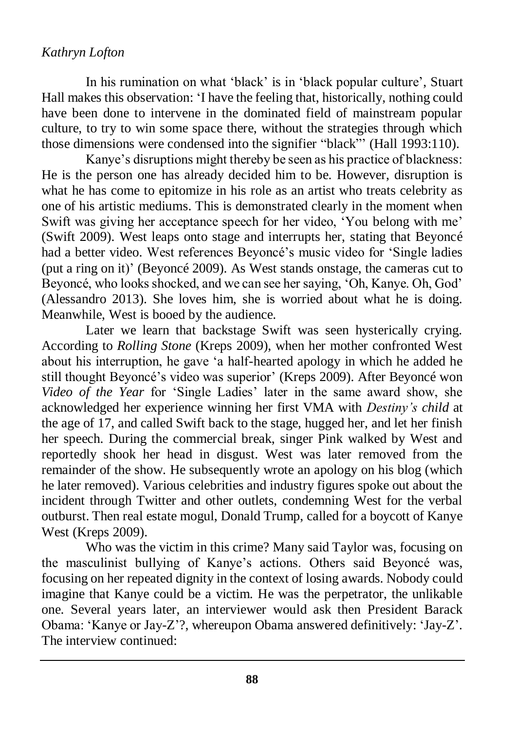In his rumination on what 'black' is in 'black popular culture', Stuart Hall makes this observation: 'I have the feeling that, historically, nothing could have been done to intervene in the dominated field of mainstream popular culture, to try to win some space there, without the strategies through which those dimensions were condensed into the signifier "black"' (Hall 1993:110).

Kanye's disruptions might thereby be seen as his practice of blackness: He is the person one has already decided him to be. However, disruption is what he has come to epitomize in his role as an artist who treats celebrity as one of his artistic mediums. This is demonstrated clearly in the moment when Swift was giving her acceptance speech for her video, 'You belong with me' (Swift 2009). West leaps onto stage and interrupts her, stating that Beyoncé had a better video. West references Beyoncé's music video for 'Single ladies (put a ring on it)' (Beyoncé 2009). As West stands onstage, the cameras cut to Beyoncé, who looks shocked, and we can see her saying, 'Oh, Kanye. Oh, God' (Alessandro 2013). She loves him, she is worried about what he is doing. Meanwhile, West is booed by the audience.

Later we learn that backstage Swift was seen hysterically crying. According to *Rolling Stone* (Kreps 2009), when her mother confronted West about his interruption, he gave 'a half-hearted apology in which he added he still thought Beyoncé's video was superior' (Kreps 2009). After Beyoncé won *Video of the Year* for 'Single Ladies' later in the same award show, she acknowledged her experience winning her first VMA with *Destiny's child* at the age of 17, and called Swift back to the stage, hugged her, and let her finish her speech. During the commercial break, singer Pink walked by West and reportedly shook her head in disgust. West was later removed from the remainder of the show. He subsequently wrote an apology on his blog (which he later removed). Various celebrities and industry figures spoke out about the incident through Twitter and other outlets, condemning West for the verbal outburst. Then real estate mogul, Donald Trump, called for a boycott of Kanye West (Kreps 2009).

Who was the victim in this crime? Many said Taylor was, focusing on the masculinist bullying of Kanye's actions. Others said Beyoncé was, focusing on her repeated dignity in the context of losing awards. Nobody could imagine that Kanye could be a victim. He was the perpetrator, the unlikable one. Several years later, an interviewer would ask then President Barack Obama: 'Kanye or Jay-Z'?, whereupon Obama answered definitively: 'Jay-Z'. The interview continued: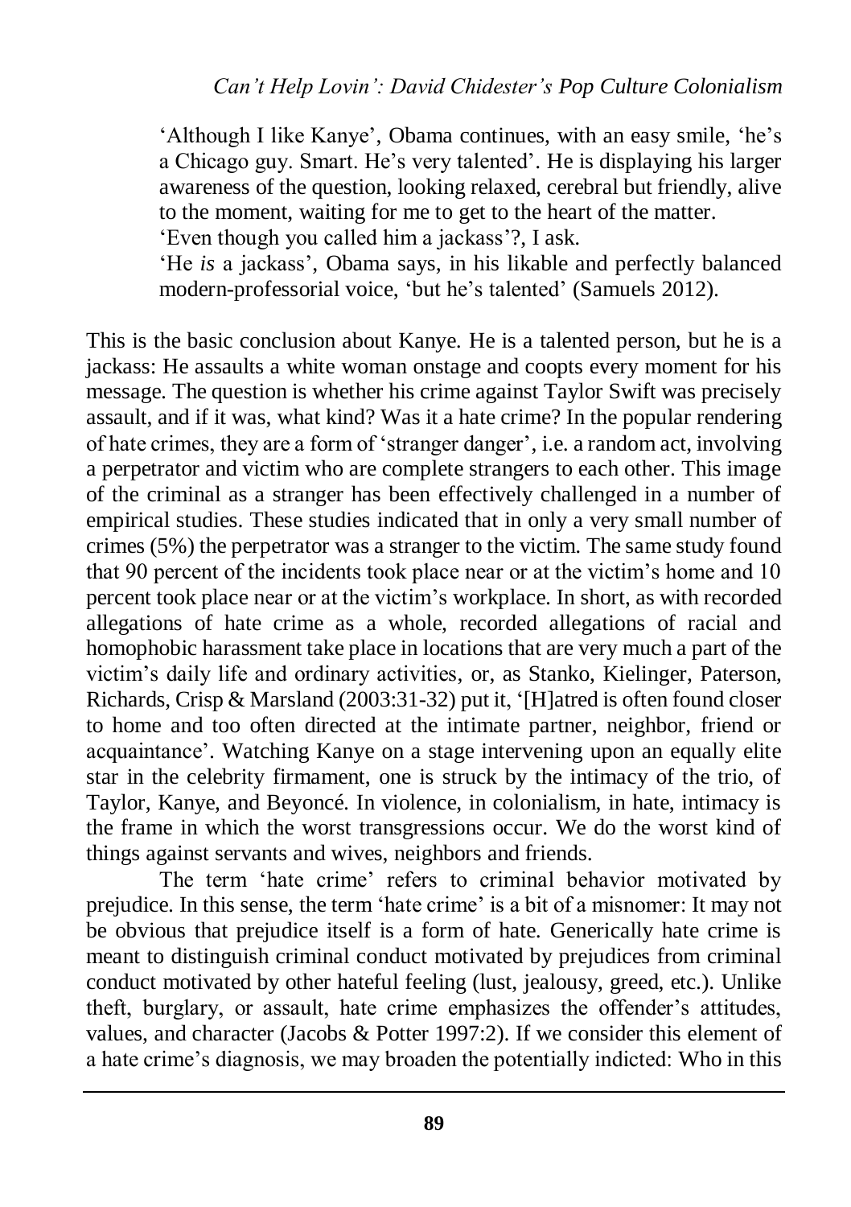> 'Although I like Kanye', Obama continues, with an easy smile, 'he's a Chicago guy. Smart. He's very talented'. He is displaying his larger awareness of the question, looking relaxed, cerebral but friendly, alive to the moment, waiting for me to get to the heart of the matter.
> 'Even though you called him a jackass'?, I ask.
> 'He *is* a jackass', Obama says, in his likable and perfectly balanced modern-professorial voice, 'but he's talented' (Samuels 2012).

This is the basic conclusion about Kanye. He is a talented person, but he is a jackass: He assaults a white woman onstage and coopts every moment for his message. The question is whether his crime against Taylor Swift was precisely assault, and if it was, what kind? Was it a hate crime? In the popular rendering of hate crimes, they are a form of 'stranger danger', i.e. a random act, involving a perpetrator and victim who are complete strangers to each other. This image of the criminal as a stranger has been effectively challenged in a number of empirical studies. These studies indicated that in only a very small number of crimes (5%) the perpetrator was a stranger to the victim. The same study found that 90 percent of the incidents took place near or at the victim's home and 10 percent took place near or at the victim's workplace. In short, as with recorded allegations of hate crime as a whole, recorded allegations of racial and homophobic harassment take place in locations that are very much a part of the victim's daily life and ordinary activities, or, as Stanko, Kielinger, Paterson, Richards, Crisp & Marsland (2003:31-32) put it, '[H]atred is often found closer to home and too often directed at the intimate partner, neighbor, friend or acquaintance'. Watching Kanye on a stage intervening upon an equally elite star in the celebrity firmament, one is struck by the intimacy of the trio, of Taylor, Kanye, and Beyoncé. In violence, in colonialism, in hate, intimacy is the frame in which the worst transgressions occur. We do the worst kind of things against servants and wives, neighbors and friends.

The term 'hate crime' refers to criminal behavior motivated by prejudice. In this sense, the term 'hate crime' is a bit of a misnomer: It may not be obvious that prejudice itself is a form of hate. Generically hate crime is meant to distinguish criminal conduct motivated by prejudices from criminal conduct motivated by other hateful feeling (lust, jealousy, greed, etc.). Unlike theft, burglary, or assault, hate crime emphasizes the offender's attitudes, values, and character (Jacobs & Potter 1997:2). If we consider this element of a hate crime's diagnosis, we may broaden the potentially indicted: Who in this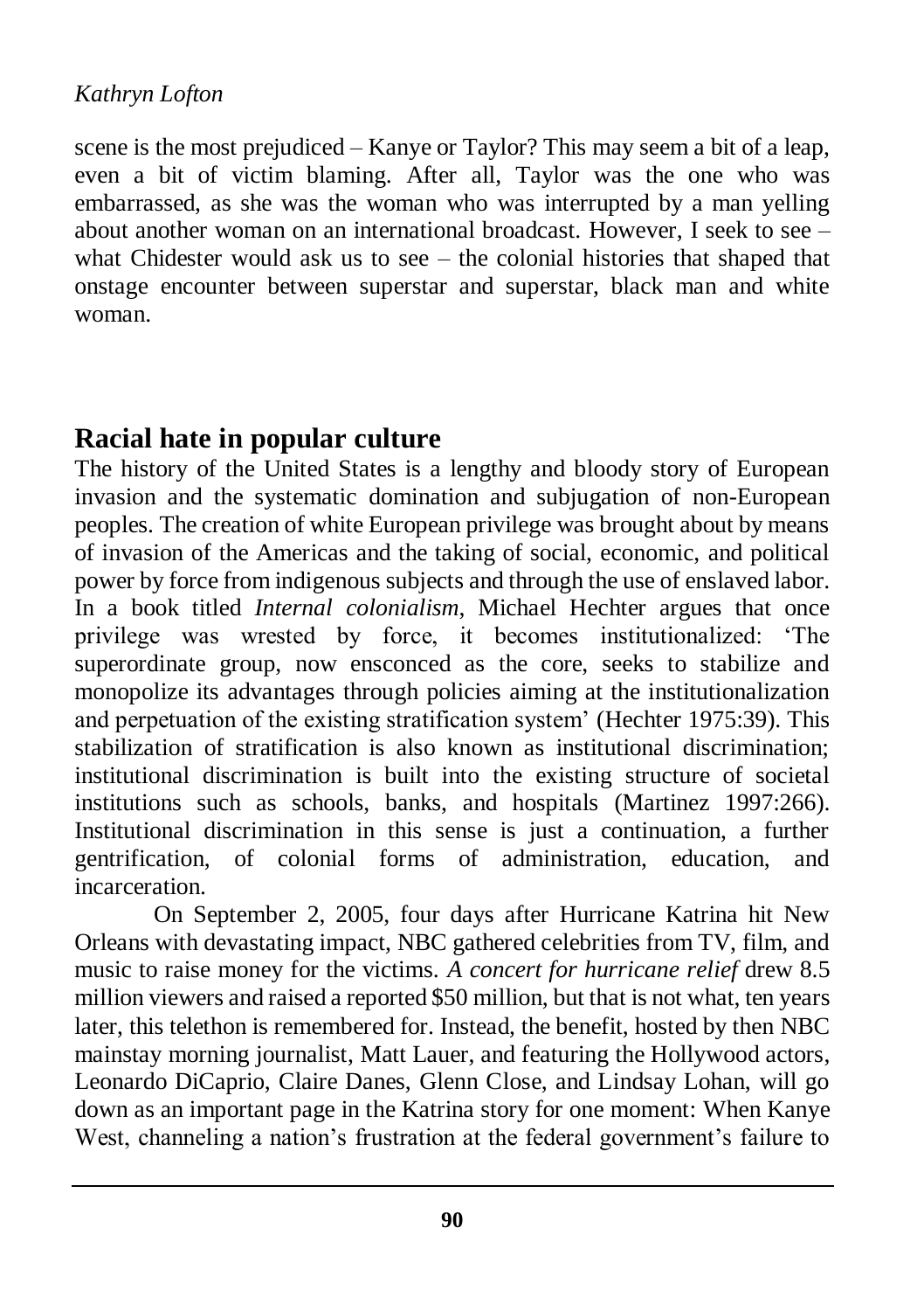scene is the most prejudiced – Kanye or Taylor? This may seem a bit of a leap, even a bit of victim blaming. After all, Taylor was the one who was embarrassed, as she was the woman who was interrupted by a man yelling about another woman on an international broadcast. However, I seek to see – what Chidester would ask us to see – the colonial histories that shaped that onstage encounter between superstar and superstar, black man and white woman.

## Racial hate in popular culture

The history of the United States is a lengthy and bloody story of European invasion and the systematic domination and subjugation of non-European peoples. The creation of white European privilege was brought about by means of invasion of the Americas and the taking of social, economic, and political power by force from indigenous subjects and through the use of enslaved labor. In a book titled *Internal colonialism*, Michael Hechter argues that once privilege was wrested by force, it becomes institutionalized: 'The superordinate group, now ensconced as the core, seeks to stabilize and monopolize its advantages through policies aiming at the institutionalization and perpetuation of the existing stratification system' (Hechter 1975:39). This stabilization of stratification is also known as institutional discrimination; institutional discrimination is built into the existing structure of societal institutions such as schools, banks, and hospitals (Martinez 1997:266). Institutional discrimination in this sense is just a continuation, a further gentrification, of colonial forms of administration, education, and incarceration.

On September 2, 2005, four days after Hurricane Katrina hit New Orleans with devastating impact, NBC gathered celebrities from TV, film, and music to raise money for the victims. *A concert for hurricane relief* drew 8.5 million viewers and raised a reported $50 million, but that is not what, ten years later, this telethon is remembered for. Instead, the benefit, hosted by then NBC mainstay morning journalist, Matt Lauer, and featuring the Hollywood actors, Leonardo DiCaprio, Claire Danes, Glenn Close, and Lindsay Lohan, will go down as an important page in the Katrina story for one moment: When Kanye West, channeling a nation's frustration at the federal government's failure to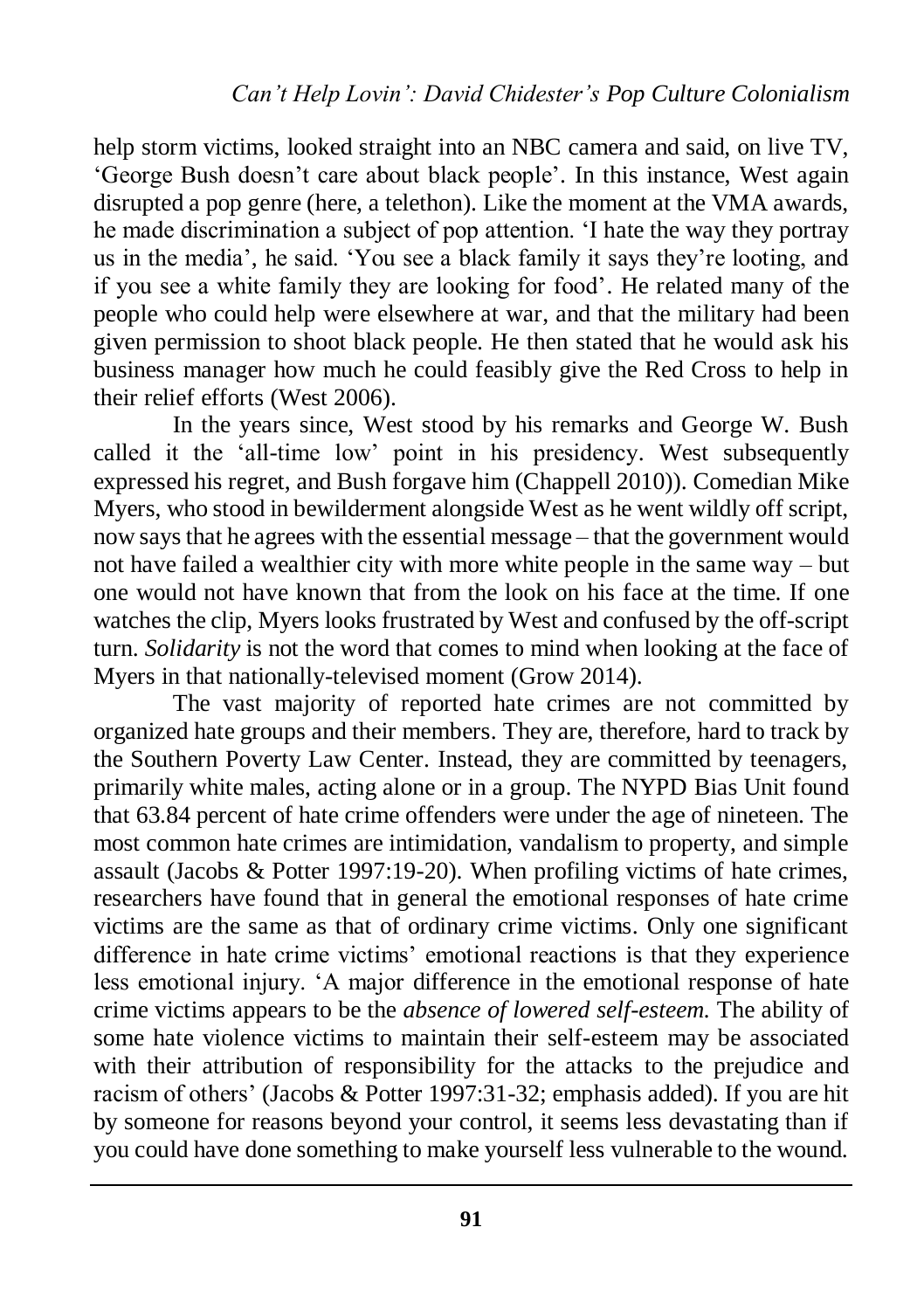help storm victims, looked straight into an NBC camera and said, on live TV, 'George Bush doesn't care about black people'. In this instance, West again disrupted a pop genre (here, a telethon). Like the moment at the VMA awards, he made discrimination a subject of pop attention. 'I hate the way they portray us in the media', he said. 'You see a black family it says they're looting, and if you see a white family they are looking for food'. He related many of the people who could help were elsewhere at war, and that the military had been given permission to shoot black people. He then stated that he would ask his business manager how much he could feasibly give the Red Cross to help in their relief efforts (West 2006).

In the years since, West stood by his remarks and George W. Bush called it the 'all-time low' point in his presidency. West subsequently expressed his regret, and Bush forgave him (Chappell 2010)). Comedian Mike Myers, who stood in bewilderment alongside West as he went wildly off script, now says that he agrees with the essential message – that the government would not have failed a wealthier city with more white people in the same way – but one would not have known that from the look on his face at the time. If one watches the clip, Myers looks frustrated by West and confused by the off-script turn. *Solidarity* is not the word that comes to mind when looking at the face of Myers in that nationally-televised moment (Grow 2014).

The vast majority of reported hate crimes are not committed by organized hate groups and their members. They are, therefore, hard to track by the Southern Poverty Law Center. Instead, they are committed by teenagers, primarily white males, acting alone or in a group. The NYPD Bias Unit found that 63.84 percent of hate crime offenders were under the age of nineteen. The most common hate crimes are intimidation, vandalism to property, and simple assault (Jacobs & Potter 1997:19-20). When profiling victims of hate crimes, researchers have found that in general the emotional responses of hate crime victims are the same as that of ordinary crime victims. Only one significant difference in hate crime victims' emotional reactions is that they experience less emotional injury. 'A major difference in the emotional response of hate crime victims appears to be the *absence of lowered self-esteem.* The ability of some hate violence victims to maintain their self-esteem may be associated with their attribution of responsibility for the attacks to the prejudice and racism of others' (Jacobs & Potter 1997:31-32; emphasis added). If you are hit by someone for reasons beyond your control, it seems less devastating than if you could have done something to make yourself less vulnerable to the wound.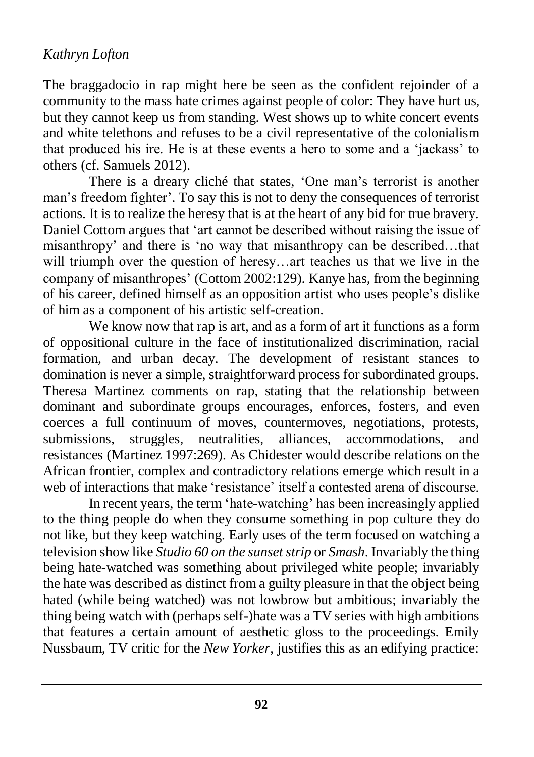The braggadocio in rap might here be seen as the confident rejoinder of a community to the mass hate crimes against people of color: They have hurt us, but they cannot keep us from standing. West shows up to white concert events and white telethons and refuses to be a civil representative of the colonialism that produced his ire. He is at these events a hero to some and a 'jackass' to others (cf. Samuels 2012).

There is a dreary cliché that states, 'One man's terrorist is another man's freedom fighter'. To say this is not to deny the consequences of terrorist actions. It is to realize the heresy that is at the heart of any bid for true bravery. Daniel Cottom argues that 'art cannot be described without raising the issue of misanthropy' and there is 'no way that misanthropy can be described…that will triumph over the question of heresy…art teaches us that we live in the company of misanthropes' (Cottom 2002:129). Kanye has, from the beginning of his career, defined himself as an opposition artist who uses people's dislike of him as a component of his artistic self-creation.

We know now that rap is art, and as a form of art it functions as a form of oppositional culture in the face of institutionalized discrimination, racial formation, and urban decay. The development of resistant stances to domination is never a simple, straightforward process for subordinated groups. Theresa Martinez comments on rap, stating that the relationship between dominant and subordinate groups encourages, enforces, fosters, and even coerces a full continuum of moves, countermoves, negotiations, protests, submissions, struggles, neutralities, alliances, accommodations, and resistances (Martinez 1997:269). As Chidester would describe relations on the African frontier, complex and contradictory relations emerge which result in a web of interactions that make 'resistance' itself a contested arena of discourse.

In recent years, the term 'hate-watching' has been increasingly applied to the thing people do when they consume something in pop culture they do not like, but they keep watching. Early uses of the term focused on watching a television show like *Studio 60 on the sunset strip* or *Smash*. Invariably the thing being hate-watched was something about privileged white people; invariably the hate was described as distinct from a guilty pleasure in that the object being hated (while being watched) was not lowbrow but ambitious; invariably the thing being watch with (perhaps self-)hate was a TV series with high ambitions that features a certain amount of aesthetic gloss to the proceedings. Emily Nussbaum, TV critic for the *New Yorker*, justifies this as an edifying practice: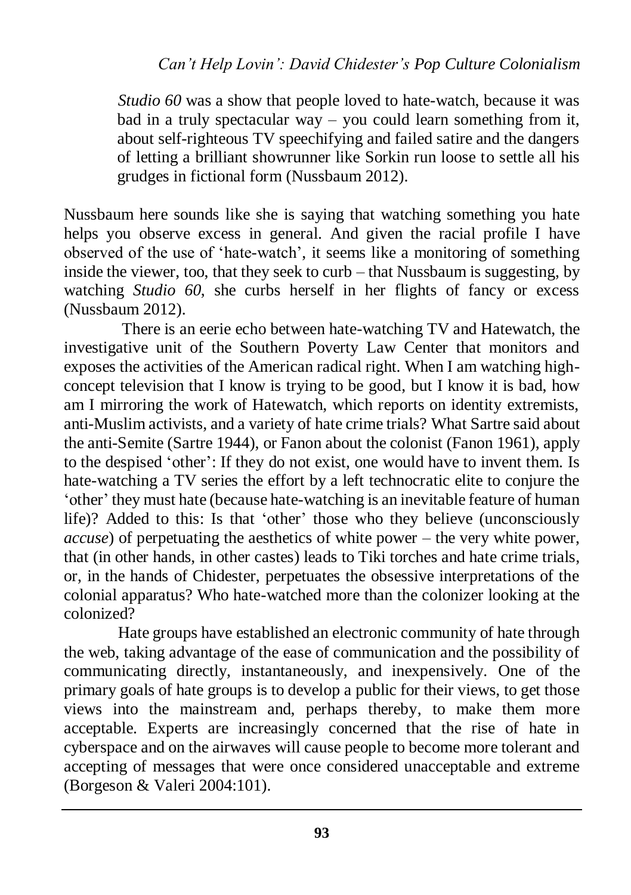> *Studio 60* was a show that people loved to hate-watch, because it was bad in a truly spectacular way – you could learn something from it, about self-righteous TV speechifying and failed satire and the dangers of letting a brilliant showrunner like Sorkin run loose to settle all his grudges in fictional form (Nussbaum 2012).

Nussbaum here sounds like she is saying that watching something you hate helps you observe excess in general. And given the racial profile I have observed of the use of 'hate-watch', it seems like a monitoring of something inside the viewer, too, that they seek to curb – that Nussbaum is suggesting, by watching *Studio 60*, she curbs herself in her flights of fancy or excess (Nussbaum 2012).

There is an eerie echo between hate-watching TV and Hatewatch, the investigative unit of the Southern Poverty Law Center that monitors and exposes the activities of the American radical right. When I am watching high-concept television that I know is trying to be good, but I know it is bad, how am I mirroring the work of Hatewatch, which reports on identity extremists, anti-Muslim activists, and a variety of hate crime trials? What Sartre said about the anti-Semite (Sartre 1944), or Fanon about the colonist (Fanon 1961), apply to the despised 'other': If they do not exist, one would have to invent them. Is hate-watching a TV series the effort by a left technocratic elite to conjure the 'other' they must hate (because hate-watching is an inevitable feature of human life)? Added to this: Is that 'other' those who they believe (unconsciously *accuse*) of perpetuating the aesthetics of white power – the very white power, that (in other hands, in other castes) leads to Tiki torches and hate crime trials, or, in the hands of Chidester, perpetuates the obsessive interpretations of the colonial apparatus? Who hate-watched more than the colonizer looking at the colonized?

Hate groups have established an electronic community of hate through the web, taking advantage of the ease of communication and the possibility of communicating directly, instantaneously, and inexpensively. One of the primary goals of hate groups is to develop a public for their views, to get those views into the mainstream and, perhaps thereby, to make them more acceptable. Experts are increasingly concerned that the rise of hate in cyberspace and on the airwaves will cause people to become more tolerant and accepting of messages that were once considered unacceptable and extreme (Borgeson & Valeri 2004:101).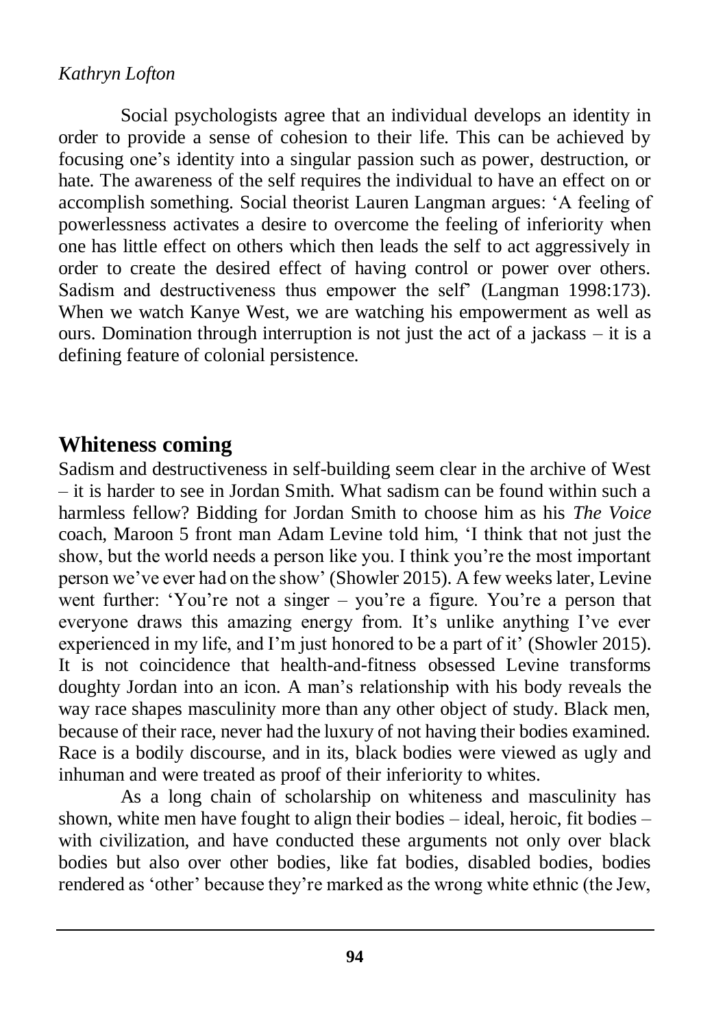Social psychologists agree that an individual develops an identity in order to provide a sense of cohesion to their life. This can be achieved by focusing one's identity into a singular passion such as power, destruction, or hate. The awareness of the self requires the individual to have an effect on or accomplish something. Social theorist Lauren Langman argues: 'A feeling of powerlessness activates a desire to overcome the feeling of inferiority when one has little effect on others which then leads the self to act aggressively in order to create the desired effect of having control or power over others. Sadism and destructiveness thus empower the self' (Langman 1998:173). When we watch Kanye West, we are watching his empowerment as well as ours. Domination through interruption is not just the act of a jackass – it is a defining feature of colonial persistence.

## Whiteness coming

Sadism and destructiveness in self-building seem clear in the archive of West – it is harder to see in Jordan Smith. What sadism can be found within such a harmless fellow? Bidding for Jordan Smith to choose him as his *The Voice* coach, Maroon 5 front man Adam Levine told him, 'I think that not just the show, but the world needs a person like you. I think you're the most important person we've ever had on the show' (Showler 2015). A few weeks later, Levine went further: 'You're not a singer – you're a figure. You're a person that everyone draws this amazing energy from. It's unlike anything I've ever experienced in my life, and I'm just honored to be a part of it' (Showler 2015). It is not coincidence that health-and-fitness obsessed Levine transforms doughty Jordan into an icon. A man's relationship with his body reveals the way race shapes masculinity more than any other object of study. Black men, because of their race, never had the luxury of not having their bodies examined. Race is a bodily discourse, and in its, black bodies were viewed as ugly and inhuman and were treated as proof of their inferiority to whites.

As a long chain of scholarship on whiteness and masculinity has shown, white men have fought to align their bodies – ideal, heroic, fit bodies – with civilization, and have conducted these arguments not only over black bodies but also over other bodies, like fat bodies, disabled bodies, bodies rendered as 'other' because they're marked as the wrong white ethnic (the Jew,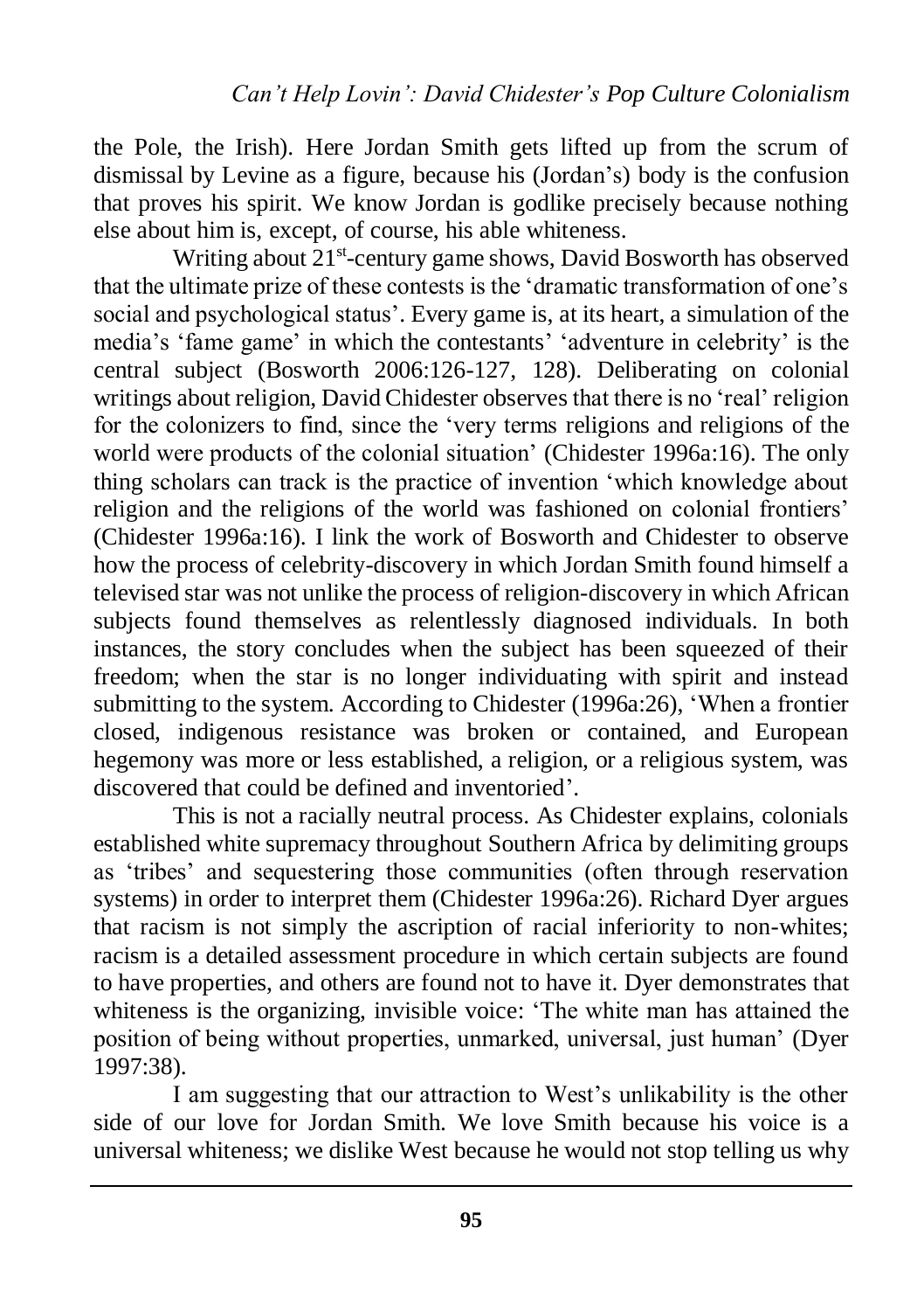the Pole, the Irish). Here Jordan Smith gets lifted up from the scrum of dismissal by Levine as a figure, because his (Jordan's) body is the confusion that proves his spirit. We know Jordan is godlike precisely because nothing else about him is, except, of course, his able whiteness.

Writing about 21st-century game shows, David Bosworth has observed that the ultimate prize of these contests is the 'dramatic transformation of one's social and psychological status'. Every game is, at its heart, a simulation of the media's 'fame game' in which the contestants' 'adventure in celebrity' is the central subject (Bosworth 2006:126-127, 128). Deliberating on colonial writings about religion, David Chidester observes that there is no 'real' religion for the colonizers to find, since the 'very terms religions and religions of the world were products of the colonial situation' (Chidester 1996a:16). The only thing scholars can track is the practice of invention 'which knowledge about religion and the religions of the world was fashioned on colonial frontiers' (Chidester 1996a:16). I link the work of Bosworth and Chidester to observe how the process of celebrity-discovery in which Jordan Smith found himself a televised star was not unlike the process of religion-discovery in which African subjects found themselves as relentlessly diagnosed individuals. In both instances, the story concludes when the subject has been squeezed of their freedom; when the star is no longer individuating with spirit and instead submitting to the system. According to Chidester (1996a:26), 'When a frontier closed, indigenous resistance was broken or contained, and European hegemony was more or less established, a religion, or a religious system, was discovered that could be defined and inventoried'.

This is not a racially neutral process. As Chidester explains, colonials established white supremacy throughout Southern Africa by delimiting groups as 'tribes' and sequestering those communities (often through reservation systems) in order to interpret them (Chidester 1996a:26). Richard Dyer argues that racism is not simply the ascription of racial inferiority to non-whites; racism is a detailed assessment procedure in which certain subjects are found to have properties, and others are found not to have it. Dyer demonstrates that whiteness is the organizing, invisible voice: 'The white man has attained the position of being without properties, unmarked, universal, just human' (Dyer 1997:38).

I am suggesting that our attraction to West's unlikability is the other side of our love for Jordan Smith. We love Smith because his voice is a universal whiteness; we dislike West because he would not stop telling us why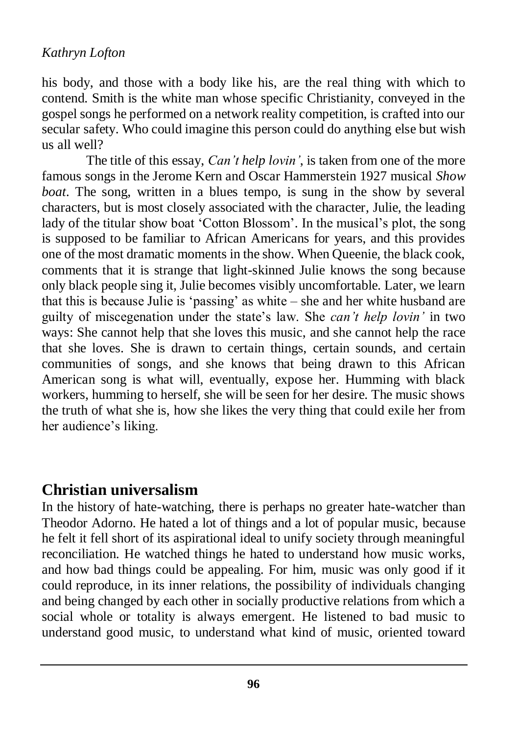his body, and those with a body like his, are the real thing with which to contend. Smith is the white man whose specific Christianity, conveyed in the gospel songs he performed on a network reality competition, is crafted into our secular safety. Who could imagine this person could do anything else but wish us all well?

The title of this essay, *Can't help lovin'*, is taken from one of the more famous songs in the Jerome Kern and Oscar Hammerstein 1927 musical *Show boat*. The song, written in a blues tempo, is sung in the show by several characters, but is most closely associated with the character, Julie, the leading lady of the titular show boat 'Cotton Blossom'. In the musical's plot, the song is supposed to be familiar to African Americans for years, and this provides one of the most dramatic moments in the show. When Queenie, the black cook, comments that it is strange that light-skinned Julie knows the song because only black people sing it, Julie becomes visibly uncomfortable. Later, we learn that this is because Julie is 'passing' as white – she and her white husband are guilty of miscegenation under the state's law. She *can't help lovin'* in two ways: She cannot help that she loves this music, and she cannot help the race that she loves. She is drawn to certain things, certain sounds, and certain communities of songs, and she knows that being drawn to this African American song is what will, eventually, expose her. Humming with black workers, humming to herself, she will be seen for her desire. The music shows the truth of what she is, how she likes the very thing that could exile her from her audience's liking.

## Christian universalism

In the history of hate-watching, there is perhaps no greater hate-watcher than Theodor Adorno. He hated a lot of things and a lot of popular music, because he felt it fell short of its aspirational ideal to unify society through meaningful reconciliation. He watched things he hated to understand how music works, and how bad things could be appealing. For him, music was only good if it could reproduce, in its inner relations, the possibility of individuals changing and being changed by each other in socially productive relations from which a social whole or totality is always emergent. He listened to bad music to understand good music, to understand what kind of music, oriented toward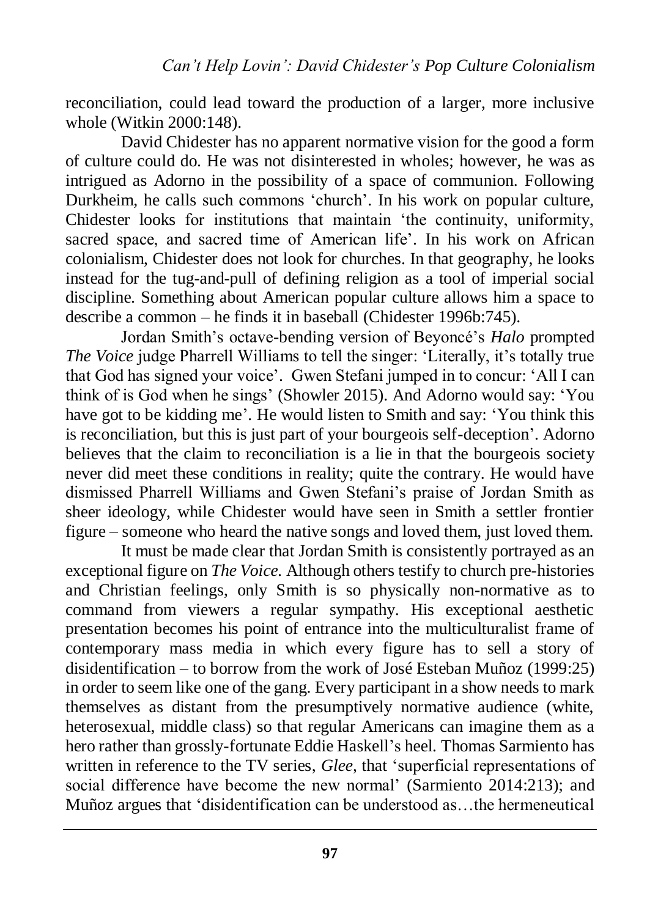reconciliation, could lead toward the production of a larger, more inclusive whole (Witkin 2000:148).

David Chidester has no apparent normative vision for the good a form of culture could do. He was not disinterested in wholes; however, he was as intrigued as Adorno in the possibility of a space of communion. Following Durkheim, he calls such commons 'church'. In his work on popular culture, Chidester looks for institutions that maintain 'the continuity, uniformity, sacred space, and sacred time of American life'. In his work on African colonialism, Chidester does not look for churches. In that geography, he looks instead for the tug-and-pull of defining religion as a tool of imperial social discipline. Something about American popular culture allows him a space to describe a common – he finds it in baseball (Chidester 1996b:745).

Jordan Smith's octave-bending version of Beyoncé's *Halo* prompted *The Voice* judge Pharrell Williams to tell the singer: 'Literally, it's totally true that God has signed your voice'. Gwen Stefani jumped in to concur: 'All I can think of is God when he sings' (Showler 2015). And Adorno would say: 'You have got to be kidding me'. He would listen to Smith and say: 'You think this is reconciliation, but this is just part of your bourgeois self-deception'. Adorno believes that the claim to reconciliation is a lie in that the bourgeois society never did meet these conditions in reality; quite the contrary. He would have dismissed Pharrell Williams and Gwen Stefani's praise of Jordan Smith as sheer ideology, while Chidester would have seen in Smith a settler frontier figure – someone who heard the native songs and loved them, just loved them.

It must be made clear that Jordan Smith is consistently portrayed as an exceptional figure on *The Voice*. Although others testify to church pre-histories and Christian feelings, only Smith is so physically non-normative as to command from viewers a regular sympathy. His exceptional aesthetic presentation becomes his point of entrance into the multiculturalist frame of contemporary mass media in which every figure has to sell a story of disidentification – to borrow from the work of José Esteban Muñoz (1999:25) in order to seem like one of the gang. Every participant in a show needs to mark themselves as distant from the presumptively normative audience (white, heterosexual, middle class) so that regular Americans can imagine them as a hero rather than grossly-fortunate Eddie Haskell's heel. Thomas Sarmiento has written in reference to the TV series, *Glee*, that 'superficial representations of social difference have become the new normal' (Sarmiento 2014:213); and Muñoz argues that 'disidentification can be understood as…the hermeneutical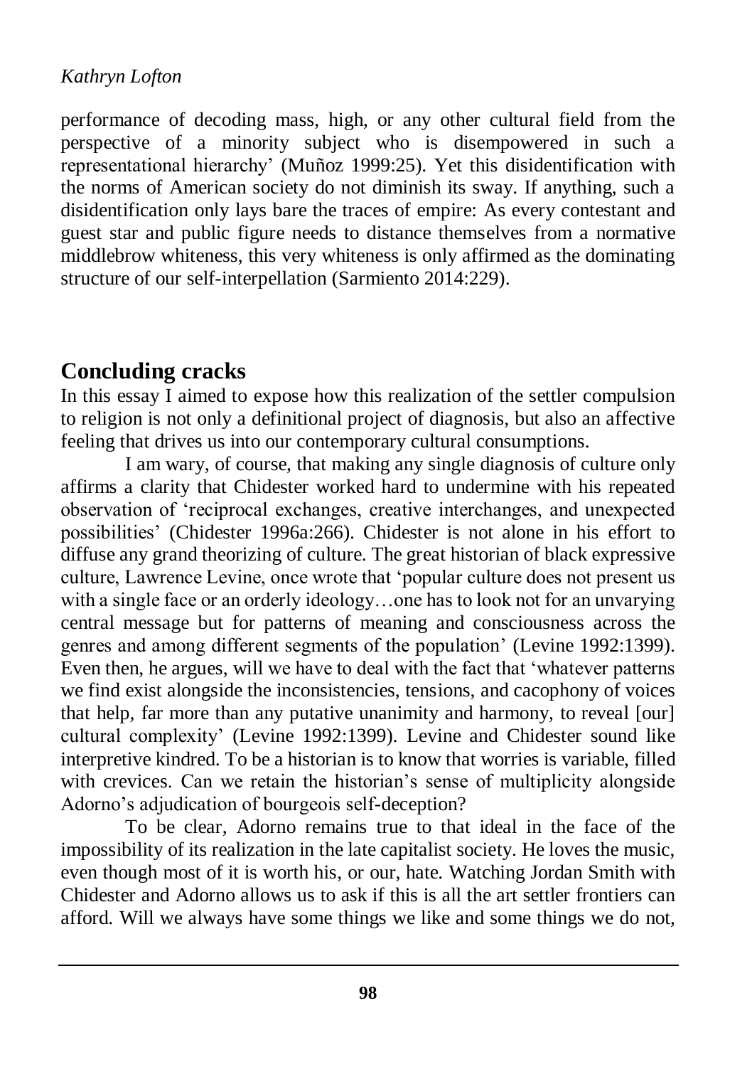performance of decoding mass, high, or any other cultural field from the perspective of a minority subject who is disempowered in such a representational hierarchy' (Muñoz 1999:25). Yet this disidentification with the norms of American society do not diminish its sway. If anything, such a disidentification only lays bare the traces of empire: As every contestant and guest star and public figure needs to distance themselves from a normative middlebrow whiteness, this very whiteness is only affirmed as the dominating structure of our self-interpellation (Sarmiento 2014:229).

## Concluding cracks

In this essay I aimed to expose how this realization of the settler compulsion to religion is not only a definitional project of diagnosis, but also an affective feeling that drives us into our contemporary cultural consumptions.

I am wary, of course, that making any single diagnosis of culture only affirms a clarity that Chidester worked hard to undermine with his repeated observation of 'reciprocal exchanges, creative interchanges, and unexpected possibilities' (Chidester 1996a:266). Chidester is not alone in his effort to diffuse any grand theorizing of culture. The great historian of black expressive culture, Lawrence Levine, once wrote that 'popular culture does not present us with a single face or an orderly ideology…one has to look not for an unvarying central message but for patterns of meaning and consciousness across the genres and among different segments of the population' (Levine 1992:1399). Even then, he argues, will we have to deal with the fact that 'whatever patterns we find exist alongside the inconsistencies, tensions, and cacophony of voices that help, far more than any putative unanimity and harmony, to reveal [our] cultural complexity' (Levine 1992:1399). Levine and Chidester sound like interpretive kindred. To be a historian is to know that worries is variable, filled with crevices. Can we retain the historian's sense of multiplicity alongside Adorno's adjudication of bourgeois self-deception?

To be clear, Adorno remains true to that ideal in the face of the impossibility of its realization in the late capitalist society. He loves the music, even though most of it is worth his, or our, hate. Watching Jordan Smith with Chidester and Adorno allows us to ask if this is all the art settler frontiers can afford. Will we always have some things we like and some things we do not,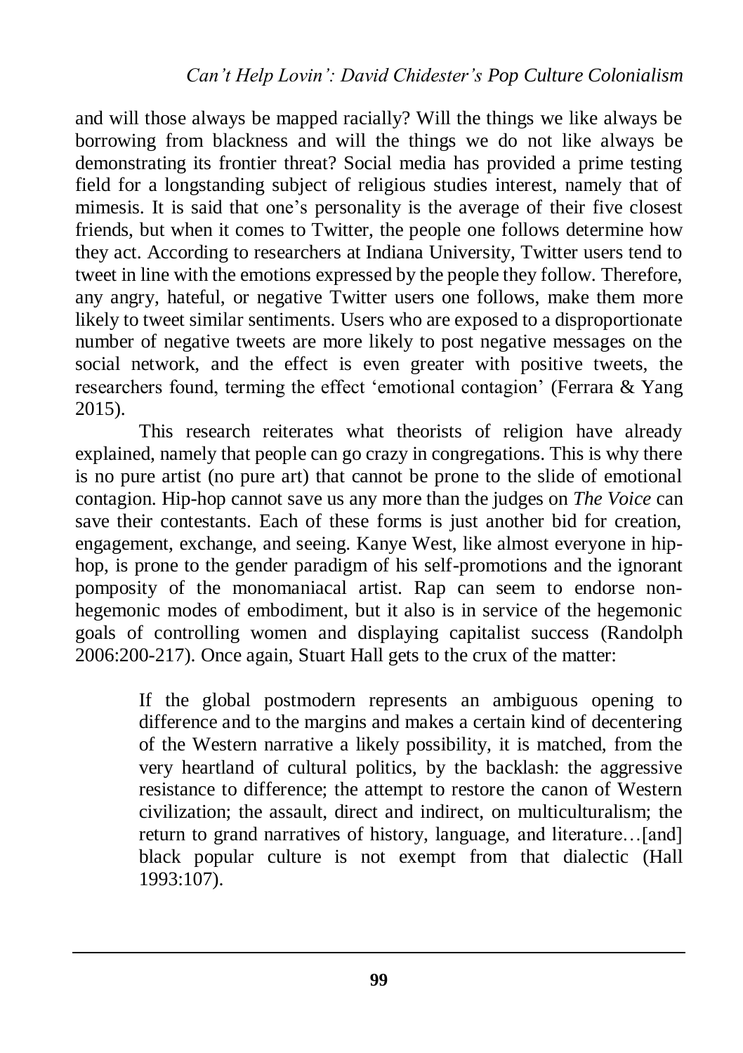and will those always be mapped racially? Will the things we like always be borrowing from blackness and will the things we do not like always be demonstrating its frontier threat? Social media has provided a prime testing field for a longstanding subject of religious studies interest, namely that of mimesis. It is said that one's personality is the average of their five closest friends, but when it comes to Twitter, the people one follows determine how they act. According to researchers at Indiana University, Twitter users tend to tweet in line with the emotions expressed by the people they follow. Therefore, any angry, hateful, or negative Twitter users one follows, make them more likely to tweet similar sentiments. Users who are exposed to a disproportionate number of negative tweets are more likely to post negative messages on the social network, and the effect is even greater with positive tweets, the researchers found, terming the effect 'emotional contagion' (Ferrara & Yang 2015).

This research reiterates what theorists of religion have already explained, namely that people can go crazy in congregations. This is why there is no pure artist (no pure art) that cannot be prone to the slide of emotional contagion. Hip-hop cannot save us any more than the judges on *The Voice* can save their contestants. Each of these forms is just another bid for creation, engagement, exchange, and seeing. Kanye West, like almost everyone in hip-hop, is prone to the gender paradigm of his self-promotions and the ignorant pomposity of the monomaniacal artist. Rap can seem to endorse non-hegemonic modes of embodiment, but it also is in service of the hegemonic goals of controlling women and displaying capitalist success (Randolph 2006:200-217). Once again, Stuart Hall gets to the crux of the matter:

> If the global postmodern represents an ambiguous opening to difference and to the margins and makes a certain kind of decentering of the Western narrative a likely possibility, it is matched, from the very heartland of cultural politics, by the backlash: the aggressive resistance to difference; the attempt to restore the canon of Western civilization; the assault, direct and indirect, on multiculturalism; the return to grand narratives of history, language, and literature…[and] black popular culture is not exempt from that dialectic (Hall 1993:107).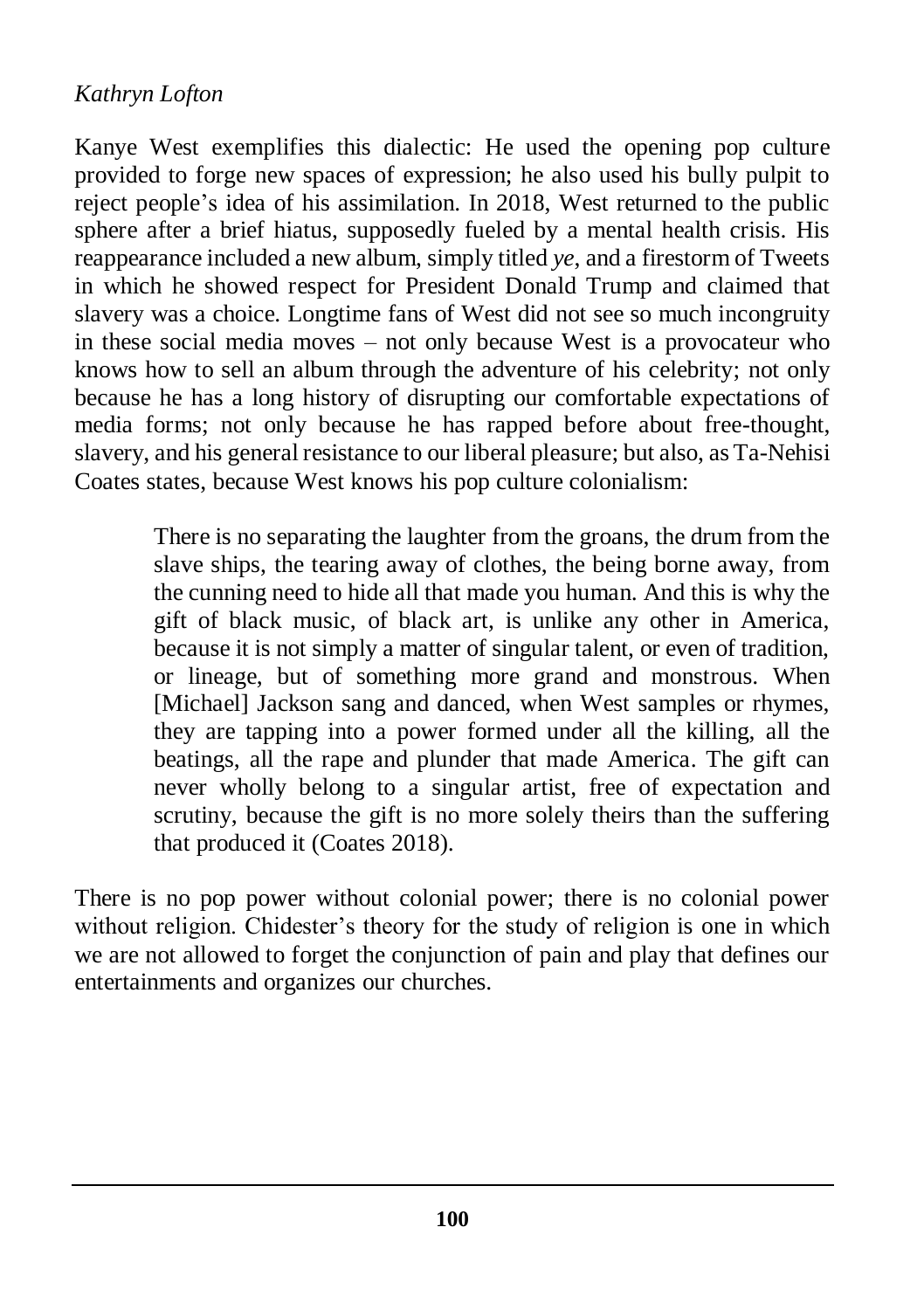Kanye West exemplifies this dialectic: He used the opening pop culture provided to forge new spaces of expression; he also used his bully pulpit to reject people's idea of his assimilation. In 2018, West returned to the public sphere after a brief hiatus, supposedly fueled by a mental health crisis. His reappearance included a new album, simply titled *ye*, and a firestorm of Tweets in which he showed respect for President Donald Trump and claimed that slavery was a choice. Longtime fans of West did not see so much incongruity in these social media moves – not only because West is a provocateur who knows how to sell an album through the adventure of his celebrity; not only because he has a long history of disrupting our comfortable expectations of media forms; not only because he has rapped before about free-thought, slavery, and his general resistance to our liberal pleasure; but also, as Ta-Nehisi Coates states, because West knows his pop culture colonialism:

> There is no separating the laughter from the groans, the drum from the slave ships, the tearing away of clothes, the being borne away, from the cunning need to hide all that made you human. And this is why the gift of black music, of black art, is unlike any other in America, because it is not simply a matter of singular talent, or even of tradition, or lineage, but of something more grand and monstrous. When [Michael] Jackson sang and danced, when West samples or rhymes, they are tapping into a power formed under all the killing, all the beatings, all the rape and plunder that made America. The gift can never wholly belong to a singular artist, free of expectation and scrutiny, because the gift is no more solely theirs than the suffering that produced it (Coates 2018).

There is no pop power without colonial power; there is no colonial power without religion. Chidester's theory for the study of religion is one in which we are not allowed to forget the conjunction of pain and play that defines our entertainments and organizes our churches.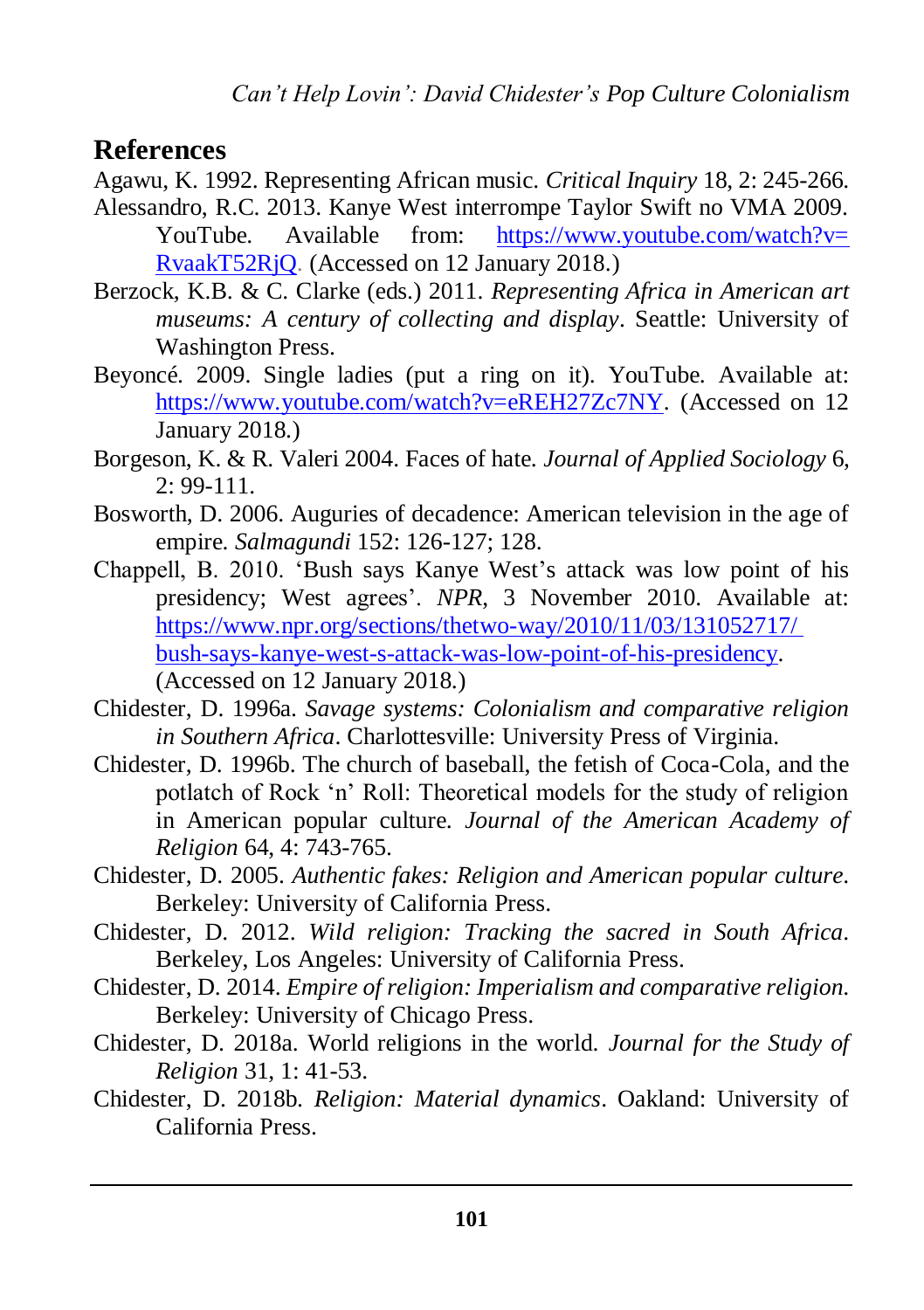## References

Agawu, K. 1992. Representing African music. *Critical Inquiry* 18, 2: 245-266.

Alessandro, R.C. 2013. Kanye West interrompe Taylor Swift no VMA 2009. YouTube. Available from: https://www.youtube.com/watch?v=RvaakT52RjQ. (Accessed on 12 January 2018.)

Berzock, K.B. & C. Clarke (eds.) 2011. *Representing Africa in American art museums: A century of collecting and display*. Seattle: University of Washington Press.

Beyoncé. 2009. Single ladies (put a ring on it). YouTube. Available at: https://www.youtube.com/watch?v=eREH27Zc7NY. (Accessed on 12 January 2018.)

Borgeson, K. & R. Valeri 2004. Faces of hate. *Journal of Applied Sociology* 6, 2: 99-111.

Bosworth, D. 2006. Auguries of decadence: American television in the age of empire. *Salmagundi* 152: 126-127; 128.

Chappell, B. 2010. 'Bush says Kanye West's attack was low point of his presidency; West agrees'. *NPR*, 3 November 2010. Available at: https://www.npr.org/sections/thetwo-way/2010/11/03/131052717/bush-says-kanye-west-s-attack-was-low-point-of-his-presidency. (Accessed on 12 January 2018.)

Chidester, D. 1996a. *Savage systems: Colonialism and comparative religion in Southern Africa*. Charlottesville: University Press of Virginia.

Chidester, D. 1996b. The church of baseball, the fetish of Coca-Cola, and the potlatch of Rock 'n' Roll: Theoretical models for the study of religion in American popular culture. *Journal of the American Academy of Religion* 64, 4: 743-765.

Chidester, D. 2005. *Authentic fakes: Religion and American popular culture*. Berkeley: University of California Press.

Chidester, D. 2012. *Wild religion: Tracking the sacred in South Africa*. Berkeley, Los Angeles: University of California Press.

Chidester, D. 2014. *Empire of religion: Imperialism and comparative religion*. Berkeley: University of Chicago Press.

Chidester, D. 2018a. World religions in the world. *Journal for the Study of Religion* 31, 1: 41-53.

Chidester, D. 2018b. *Religion: Material dynamics*. Oakland: University of California Press.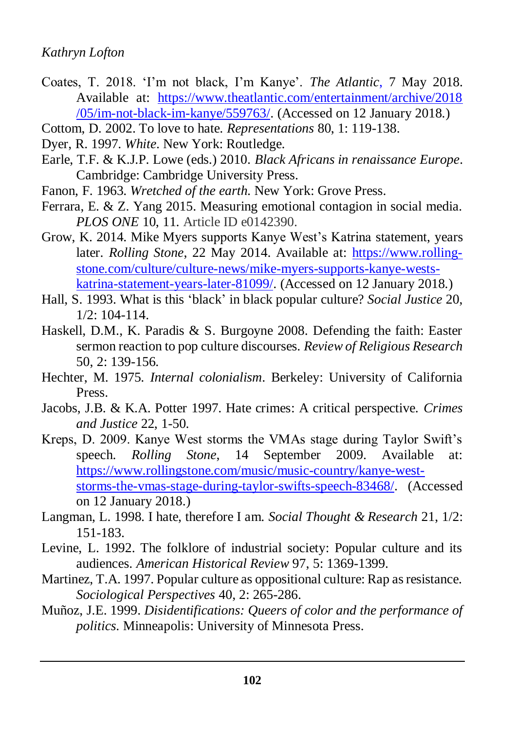Coates, T. 2018. 'I'm not black, I'm Kanye'. *The Atlantic*, 7 May 2018. Available at: https://www.theatlantic.com/entertainment/archive/2018/05/im-not-black-im-kanye/559763/. (Accessed on 12 January 2018.)

Cottom, D. 2002. To love to hate. *Representations* 80, 1: 119-138.

Dyer, R. 1997. *White*. New York: Routledge.

Earle, T.F. & K.J.P. Lowe (eds.) 2010. *Black Africans in renaissance Europe*. Cambridge: Cambridge University Press.

Fanon, F. 1963. *Wretched of the earth*. New York: Grove Press.

Ferrara, E. & Z. Yang 2015. Measuring emotional contagion in social media. *PLOS ONE* 10, 11. Article ID e0142390.

Grow, K. 2014. Mike Myers supports Kanye West's Katrina statement, years later. *Rolling Stone*, 22 May 2014. Available at: https://www.rolling-stone.com/culture/culture-news/mike-myers-supports-kanye-wests-katrina-statement-years-later-81099/. (Accessed on 12 January 2018.)

Hall, S. 1993. What is this 'black' in black popular culture? *Social Justice* 20, 1/2: 104-114.

Haskell, D.M., K. Paradis & S. Burgoyne 2008. Defending the faith: Easter sermon reaction to pop culture discourses. *Review of Religious Research* 50, 2: 139-156.

Hechter, M. 1975. *Internal colonialism*. Berkeley: University of California Press.

Jacobs, J.B. & K.A. Potter 1997. Hate crimes: A critical perspective. *Crimes and Justice* 22, 1-50.

Kreps, D. 2009. Kanye West storms the VMAs stage during Taylor Swift's speech. *Rolling Stone*, 14 September 2009. Available at: https://www.rollingstone.com/music/music-country/kanye-west-storms-the-vmas-stage-during-taylor-swifts-speech-83468/. (Accessed on 12 January 2018.)

Langman, L. 1998. I hate, therefore I am. *Social Thought & Research* 21, 1/2: 151-183.

Levine, L. 1992. The folklore of industrial society: Popular culture and its audiences. *American Historical Review* 97, 5: 1369-1399.

Martinez, T.A. 1997. Popular culture as oppositional culture: Rap as resistance. *Sociological Perspectives* 40, 2: 265-286.

Muñoz, J.E. 1999. *Disidentifications: Queers of color and the performance of politics*. Minneapolis: University of Minnesota Press.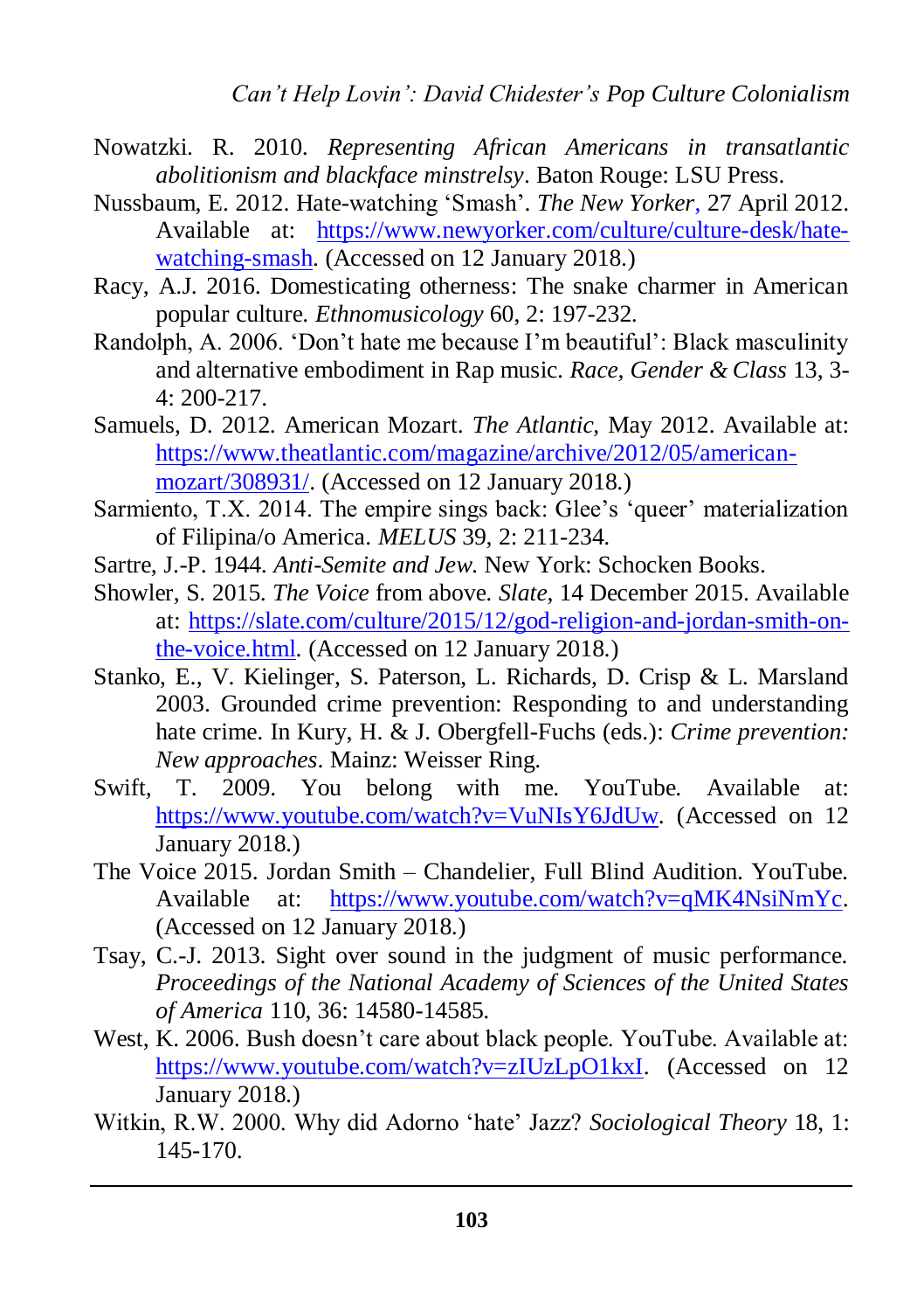Nowatzki. R. 2010. *Representing African Americans in transatlantic abolitionism and blackface minstrelsy*. Baton Rouge: LSU Press.

Nussbaum, E. 2012. Hate-watching 'Smash'. *The New Yorker*, 27 April 2012. Available at: https://www.newyorker.com/culture/culture-desk/hate-watching-smash. (Accessed on 12 January 2018.)

Racy, A.J. 2016. Domesticating otherness: The snake charmer in American popular culture. *Ethnomusicology* 60, 2: 197-232.

Randolph, A. 2006. 'Don't hate me because I'm beautiful': Black masculinity and alternative embodiment in Rap music. *Race, Gender & Class* 13, 3-4: 200-217.

Samuels, D. 2012. American Mozart. *The Atlantic*, May 2012. Available at: https://www.theatlantic.com/magazine/archive/2012/05/american-mozart/308931/. (Accessed on 12 January 2018.)

Sarmiento, T.X. 2014. The empire sings back: Glee's 'queer' materialization of Filipina/o America. *MELUS* 39, 2: 211-234.

Sartre, J.-P. 1944. *Anti-Semite and Jew*. New York: Schocken Books.

Showler, S. 2015. *The Voice* from above. *Slate*, 14 December 2015. Available at: https://slate.com/culture/2015/12/god-religion-and-jordan-smith-on-the-voice.html. (Accessed on 12 January 2018.)

Stanko, E., V. Kielinger, S. Paterson, L. Richards, D. Crisp & L. Marsland 2003. Grounded crime prevention: Responding to and understanding hate crime. In Kury, H. & J. Obergfell-Fuchs (eds.): *Crime prevention: New approaches*. Mainz: Weisser Ring.

Swift, T. 2009. You belong with me. YouTube. Available at: https://www.youtube.com/watch?v=VuNIsY6JdUw. (Accessed on 12 January 2018.)

The Voice 2015. Jordan Smith – Chandelier, Full Blind Audition. YouTube. Available at: https://www.youtube.com/watch?v=qMK4NsiNmYc. (Accessed on 12 January 2018.)

Tsay, C.-J. 2013. Sight over sound in the judgment of music performance. *Proceedings of the National Academy of Sciences of the United States of America* 110, 36: 14580-14585.

West, K. 2006. Bush doesn't care about black people. YouTube. Available at: https://www.youtube.com/watch?v=zIUzLpO1kxI. (Accessed on 12 January 2018.)

Witkin, R.W. 2000. Why did Adorno 'hate' Jazz? *Sociological Theory* 18, 1: 145-170.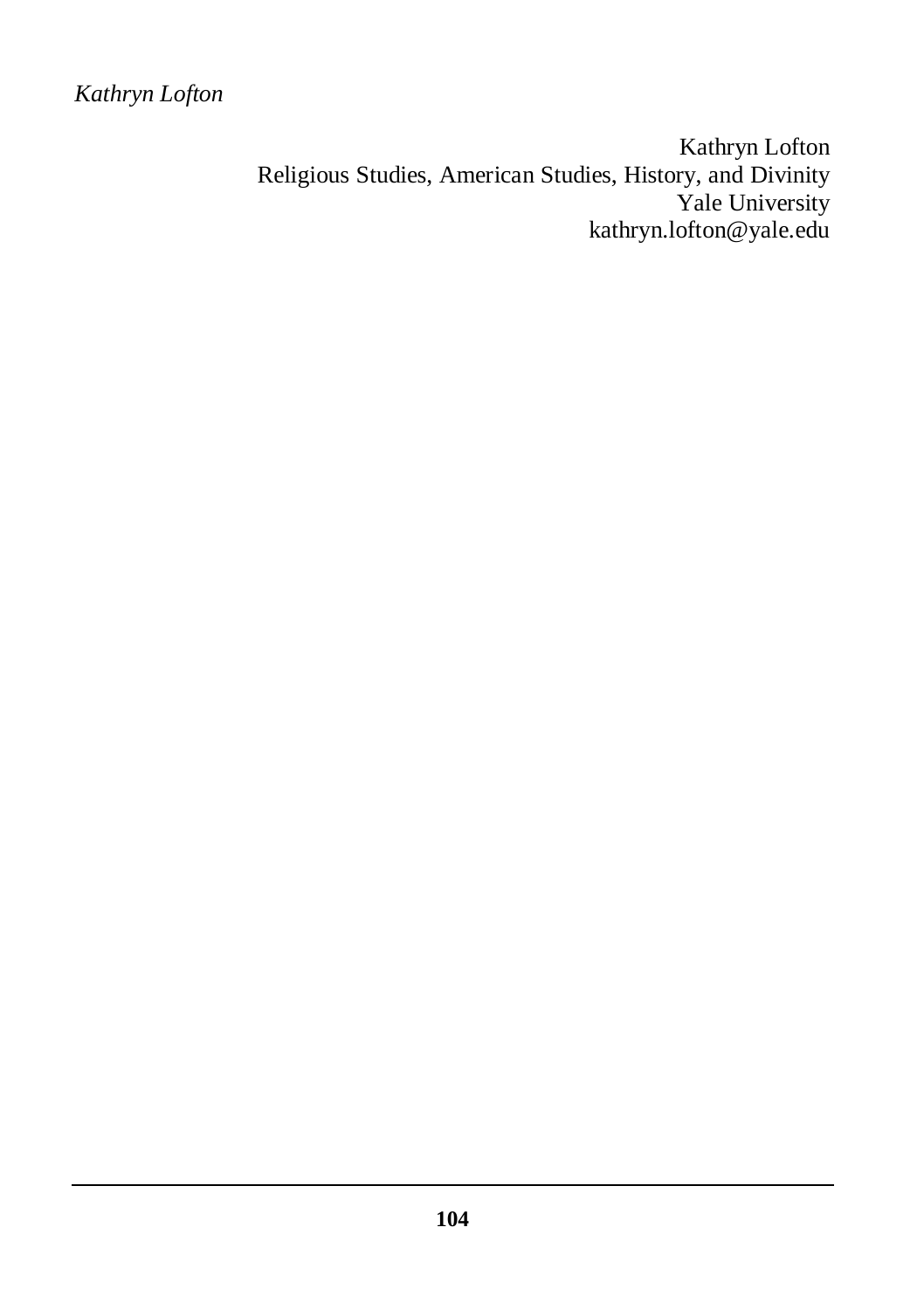Kathryn Lofton
Religious Studies, American Studies, History, and Divinity
Yale University
kathryn.lofton@yale.edu